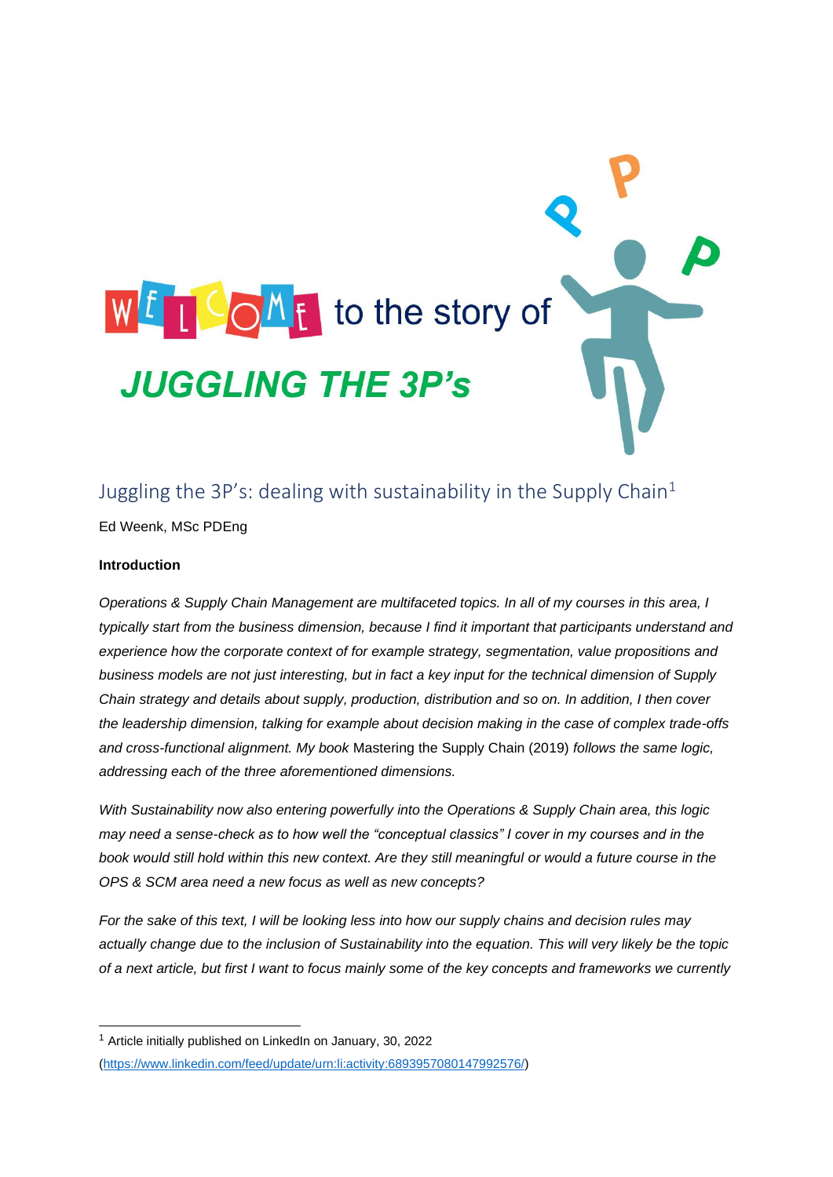WELCOME to the story of

# JUGGLING THE 3P's

## Juggling the 3P's: dealing with sustainability in the Supply Chain[1]

Ed Weenk, MSc PDEng

**Introduction**

*Operations & Supply Chain Management are multifaceted topics. In all of my courses in this area, I typically start from the business dimension, because I find it important that participants understand and experience how the corporate context of for example strategy, segmentation, value propositions and business models are not just interesting, but in fact a key input for the technical dimension of Supply Chain strategy and details about supply, production, distribution and so on. In addition, I then cover the leadership dimension, talking for example about decision making in the case of complex trade-offs and cross-functional alignment. My book* Mastering the Supply Chain (2019) *follows the same logic, addressing each of the three aforementioned dimensions.*

*With Sustainability now also entering powerfully into the Operations & Supply Chain area, this logic may need a sense-check as to how well the "conceptual classics" I cover in my courses and in the book would still hold within this new context. Are they still meaningful or would a future course in the OPS & SCM area need a new focus as well as new concepts?*

*For the sake of this text, I will be looking less into how our supply chains and decision rules may actually change due to the inclusion of Sustainability into the equation. This will very likely be the topic of a next article, but first I want to focus mainly some of the key concepts and frameworks we currently*

[1] Article initially published on LinkedIn on January, 30, 2022 (https://www.linkedin.com/feed/update/urn:li:activity:6893957080147992576/)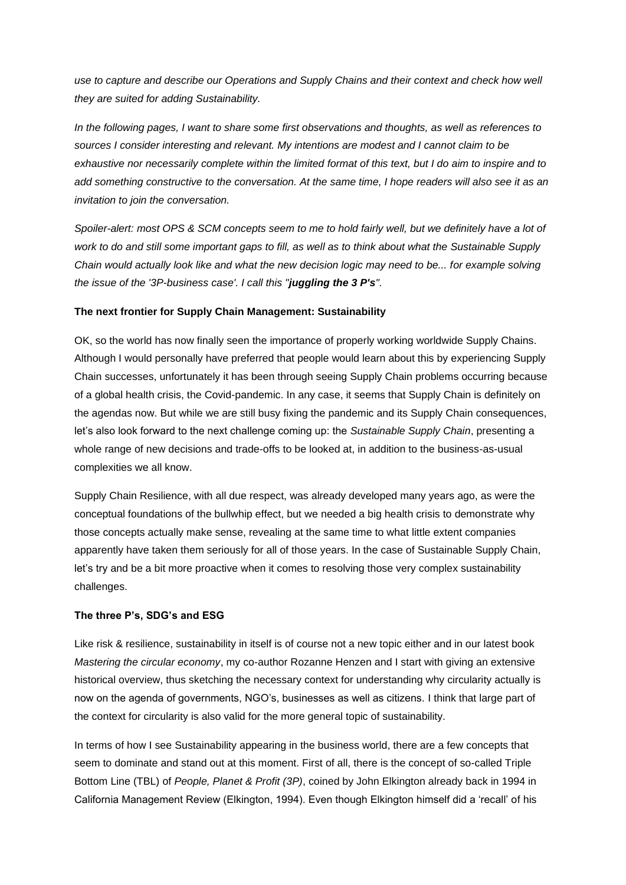*use to capture and describe our Operations and Supply Chains and their context and check how well they are suited for adding Sustainability.*

*In the following pages, I want to share some first observations and thoughts, as well as references to sources I consider interesting and relevant. My intentions are modest and I cannot claim to be exhaustive nor necessarily complete within the limited format of this text, but I do aim to inspire and to add something constructive to the conversation. At the same time, I hope readers will also see it as an invitation to join the conversation.*

*Spoiler-alert: most OPS & SCM concepts seem to me to hold fairly well, but we definitely have a lot of work to do and still some important gaps to fill, as well as to think about what the Sustainable Supply Chain would actually look like and what the new decision logic may need to be... for example solving the issue of the '3P-business case'. I call this "**juggling the 3 P's**".*

**The next frontier for Supply Chain Management: Sustainability**

OK, so the world has now finally seen the importance of properly working worldwide Supply Chains. Although I would personally have preferred that people would learn about this by experiencing Supply Chain successes, unfortunately it has been through seeing Supply Chain problems occurring because of a global health crisis, the Covid-pandemic. In any case, it seems that Supply Chain is definitely on the agendas now. But while we are still busy fixing the pandemic and its Supply Chain consequences, let's also look forward to the next challenge coming up: the *Sustainable Supply Chain*, presenting a whole range of new decisions and trade-offs to be looked at, in addition to the business-as-usual complexities we all know.

Supply Chain Resilience, with all due respect, was already developed many years ago, as were the conceptual foundations of the bullwhip effect, but we needed a big health crisis to demonstrate why those concepts actually make sense, revealing at the same time to what little extent companies apparently have taken them seriously for all of those years. In the case of Sustainable Supply Chain, let's try and be a bit more proactive when it comes to resolving those very complex sustainability challenges.

**The three P's, SDG's and ESG**

Like risk & resilience, sustainability in itself is of course not a new topic either and in our latest book *Mastering the circular economy*, my co-author Rozanne Henzen and I start with giving an extensive historical overview, thus sketching the necessary context for understanding why circularity actually is now on the agenda of governments, NGO's, businesses as well as citizens. I think that large part of the context for circularity is also valid for the more general topic of sustainability.

In terms of how I see Sustainability appearing in the business world, there are a few concepts that seem to dominate and stand out at this moment. First of all, there is the concept of so-called Triple Bottom Line (TBL) of *People, Planet & Profit (3P)*, coined by John Elkington already back in 1994 in California Management Review (Elkington, 1994). Even though Elkington himself did a 'recall' of his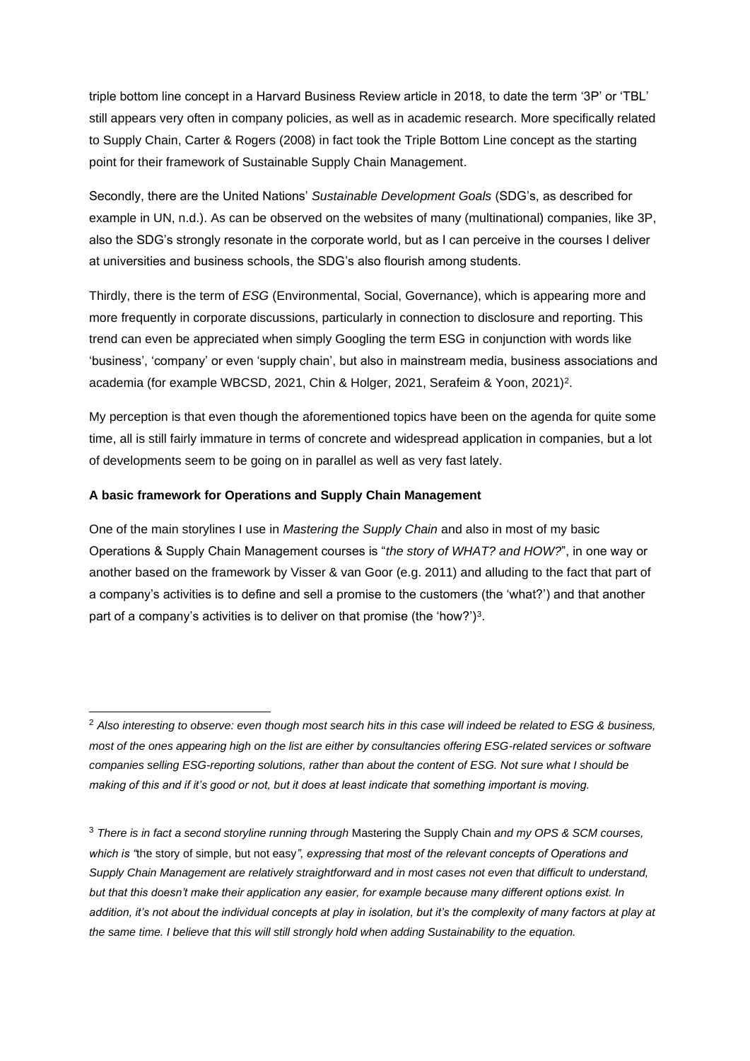triple bottom line concept in a Harvard Business Review article in 2018, to date the term '3P' or 'TBL' still appears very often in company policies, as well as in academic research. More specifically related to Supply Chain, Carter & Rogers (2008) in fact took the Triple Bottom Line concept as the starting point for their framework of Sustainable Supply Chain Management.

Secondly, there are the United Nations' *Sustainable Development Goals* (SDG's, as described for example in UN, n.d.). As can be observed on the websites of many (multinational) companies, like 3P, also the SDG's strongly resonate in the corporate world, but as I can perceive in the courses I deliver at universities and business schools, the SDG's also flourish among students.

Thirdly, there is the term of *ESG* (Environmental, Social, Governance), which is appearing more and more frequently in corporate discussions, particularly in connection to disclosure and reporting. This trend can even be appreciated when simply Googling the term ESG in conjunction with words like 'business', 'company' or even 'supply chain', but also in mainstream media, business associations and academia (for example WBCSD, 2021, Chin & Holger, 2021, Serafeim & Yoon, 2021)[2].

My perception is that even though the aforementioned topics have been on the agenda for quite some time, all is still fairly immature in terms of concrete and widespread application in companies, but a lot of developments seem to be going on in parallel as well as very fast lately.

**A basic framework for Operations and Supply Chain Management**

One of the main storylines I use in *Mastering the Supply Chain* and also in most of my basic Operations & Supply Chain Management courses is "*the story of WHAT? and HOW?*", in one way or another based on the framework by Visser & van Goor (e.g. 2011) and alluding to the fact that part of a company's activities is to define and sell a promise to the customers (the 'what?') and that another part of a company's activities is to deliver on that promise (the 'how?')[3].

[2] *Also interesting to observe: even though most search hits in this case will indeed be related to ESG & business, most of the ones appearing high on the list are either by consultancies offering ESG-related services or software companies selling ESG-reporting solutions, rather than about the content of ESG. Not sure what I should be making of this and if it's good or not, but it does at least indicate that something important is moving.*

[3] *There is in fact a second storyline running through* Mastering the Supply Chain *and my OPS & SCM courses, which is "*the story of simple, but not easy*", expressing that most of the relevant concepts of Operations and Supply Chain Management are relatively straightforward and in most cases not even that difficult to understand, but that this doesn't make their application any easier, for example because many different options exist. In addition, it's not about the individual concepts at play in isolation, but it's the complexity of many factors at play at the same time. I believe that this will still strongly hold when adding Sustainability to the equation.*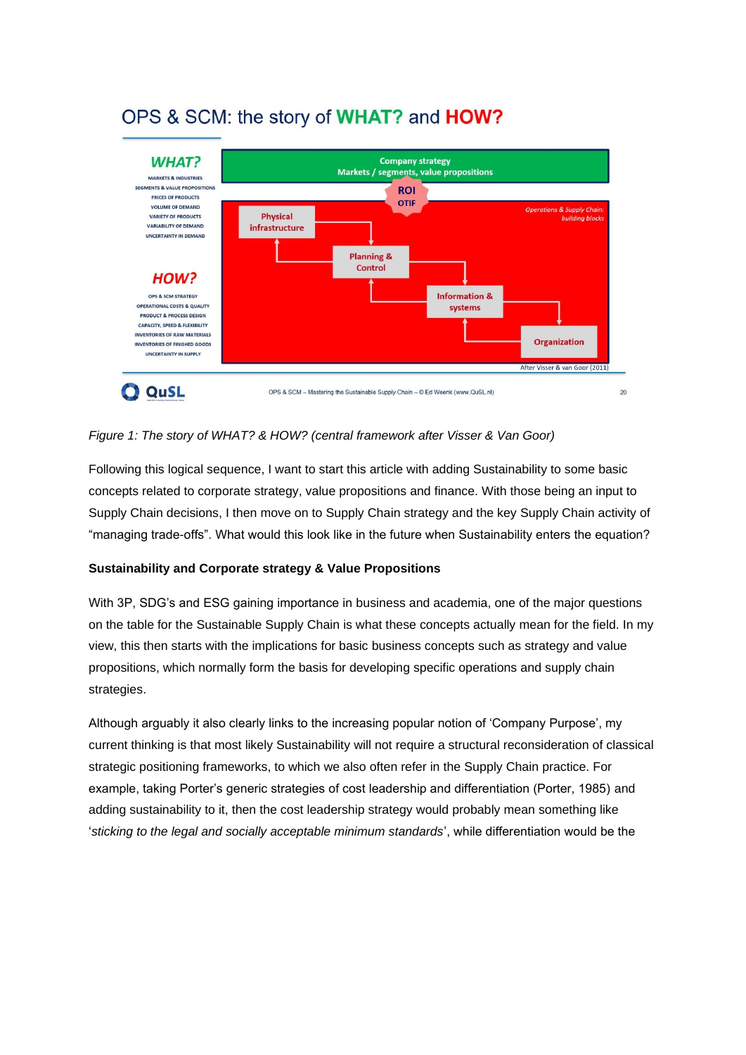OPS & SCM: the story of **WHAT?** and **HOW?**

WHAT?

MARKETS & INDUSTRIES
SEGMENTS & VALUE PROPOSITIONS
PRICES OF PRODUCTS
VOLUME OF DEMAND
VARIETY OF PRODUCTS
VARIABILITY OF DEMAND
UNCERTAINTY IN DEMAND

HOW?

OPS & SCM STRATEGY
OPERATIONAL COSTS & QUALITY
PRODUCT & PROCESS DESIGN
CAPACITY, SPEED & FLEXIBILITY
INVENTORIES OF RAW MATERIALS
INVENTORIES OF FINISHED GOODS
UNCERTAINTY IN SUPPLY

Company strategy
Markets / segments, value propositions

ROI
OTIF

Operations & Supply Chain: building blocks

Physical infrastructure

Planning & Control

Information & systems

Organization

After Visser & van Goor (2011)

OPS & SCM – Mastering the Sustainable Supply Chain – © Ed Weenk (www.QuSL.nl)

*Figure 1: The story of WHAT? & HOW? (central framework after Visser & Van Goor)*

Following this logical sequence, I want to start this article with adding Sustainability to some basic concepts related to corporate strategy, value propositions and finance. With those being an input to Supply Chain decisions, I then move on to Supply Chain strategy and the key Supply Chain activity of "managing trade-offs". What would this look like in the future when Sustainability enters the equation?

**Sustainability and Corporate strategy & Value Propositions**

With 3P, SDG's and ESG gaining importance in business and academia, one of the major questions on the table for the Sustainable Supply Chain is what these concepts actually mean for the field. In my view, this then starts with the implications for basic business concepts such as strategy and value propositions, which normally form the basis for developing specific operations and supply chain strategies.

Although arguably it also clearly links to the increasing popular notion of 'Company Purpose', my current thinking is that most likely Sustainability will not require a structural reconsideration of classical strategic positioning frameworks, to which we also often refer in the Supply Chain practice. For example, taking Porter's generic strategies of cost leadership and differentiation (Porter, 1985) and adding sustainability to it, then the cost leadership strategy would probably mean something like '*sticking to the legal and socially acceptable minimum standards*', while differentiation would be the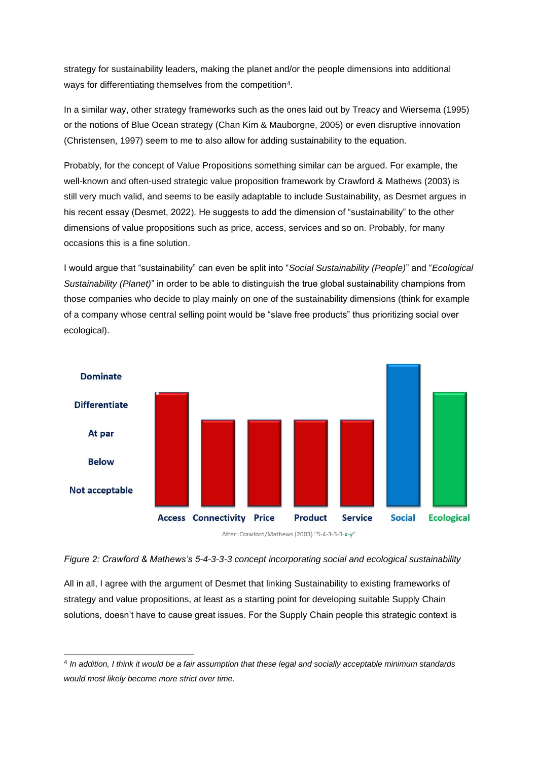strategy for sustainability leaders, making the planet and/or the people dimensions into additional ways for differentiating themselves from the competition[4].

In a similar way, other strategy frameworks such as the ones laid out by Treacy and Wiersema (1995) or the notions of Blue Ocean strategy (Chan Kim & Mauborgne, 2005) or even disruptive innovation (Christensen, 1997) seem to me to also allow for adding sustainability to the equation.

Probably, for the concept of Value Propositions something similar can be argued. For example, the well-known and often-used strategic value proposition framework by Crawford & Mathews (2003) is still very much valid, and seems to be easily adaptable to include Sustainability, as Desmet argues in his recent essay (Desmet, 2022). He suggests to add the dimension of "sustainability" to the other dimensions of value propositions such as price, access, services and so on. Probably, for many occasions this is a fine solution.

I would argue that "sustainability" can even be split into "*Social Sustainability (People)*" and "*Ecological Sustainability (Planet)*" in order to be able to distinguish the true global sustainability champions from those companies who decide to play mainly on one of the sustainability dimensions (think for example of a company whose central selling point would be "slave free products" thus prioritizing social over ecological).

Dominate
Differentiate
At par
Below
Not acceptable

Access Connectivity Price Product Service Social Ecological

After: Crawford/Mathews (2003) "5-4-3-3-3-x-y"

*Figure 2: Crawford & Mathews's 5-4-3-3-3 concept incorporating social and ecological sustainability*

All in all, I agree with the argument of Desmet that linking Sustainability to existing frameworks of strategy and value propositions, at least as a starting point for developing suitable Supply Chain solutions, doesn't have to cause great issues. For the Supply Chain people this strategic context is

[4] *In addition, I think it would be a fair assumption that these legal and socially acceptable minimum standards would most likely become more strict over time.*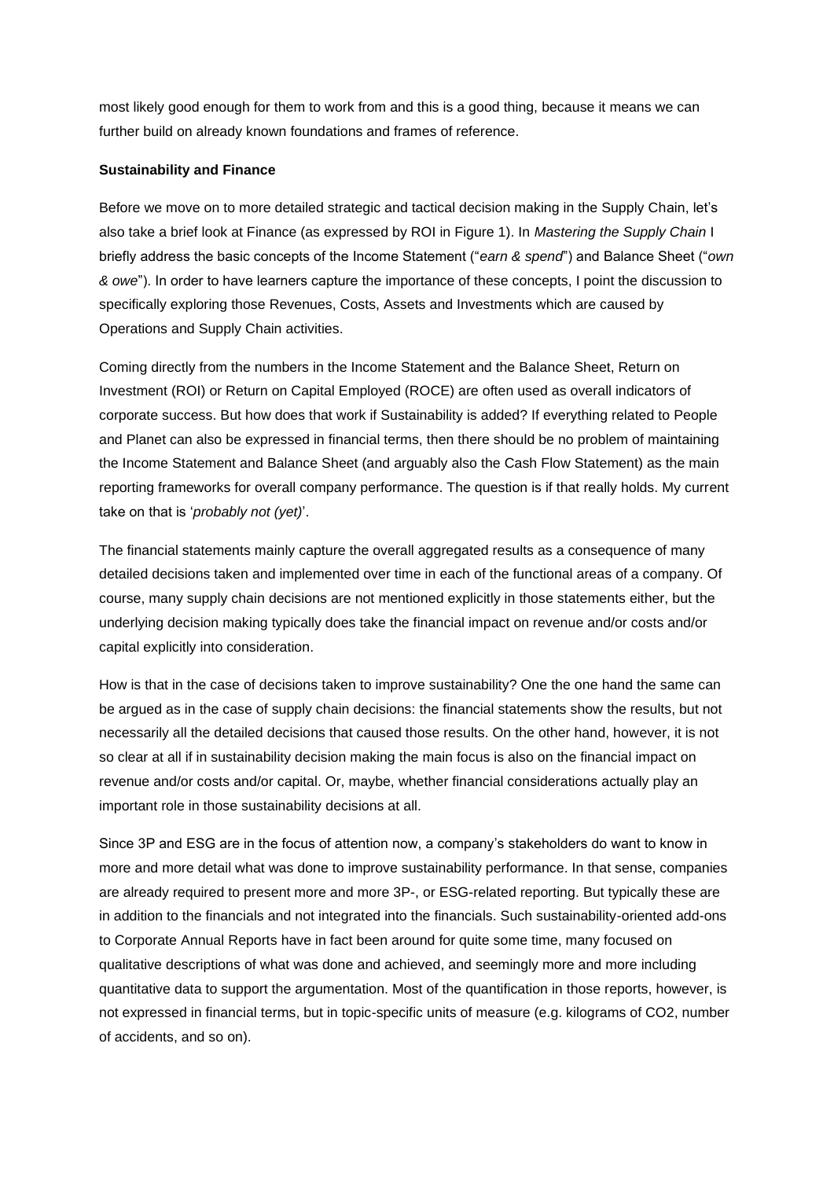most likely good enough for them to work from and this is a good thing, because it means we can further build on already known foundations and frames of reference.

**Sustainability and Finance**

Before we move on to more detailed strategic and tactical decision making in the Supply Chain, let's also take a brief look at Finance (as expressed by ROI in Figure 1). In *Mastering the Supply Chain* I briefly address the basic concepts of the Income Statement ("*earn & spend*") and Balance Sheet ("*own & owe*"). In order to have learners capture the importance of these concepts, I point the discussion to specifically exploring those Revenues, Costs, Assets and Investments which are caused by Operations and Supply Chain activities.

Coming directly from the numbers in the Income Statement and the Balance Sheet, Return on Investment (ROI) or Return on Capital Employed (ROCE) are often used as overall indicators of corporate success. But how does that work if Sustainability is added? If everything related to People and Planet can also be expressed in financial terms, then there should be no problem of maintaining the Income Statement and Balance Sheet (and arguably also the Cash Flow Statement) as the main reporting frameworks for overall company performance. The question is if that really holds. My current take on that is '*probably not (yet)*'.

The financial statements mainly capture the overall aggregated results as a consequence of many detailed decisions taken and implemented over time in each of the functional areas of a company. Of course, many supply chain decisions are not mentioned explicitly in those statements either, but the underlying decision making typically does take the financial impact on revenue and/or costs and/or capital explicitly into consideration.

How is that in the case of decisions taken to improve sustainability? One the one hand the same can be argued as in the case of supply chain decisions: the financial statements show the results, but not necessarily all the detailed decisions that caused those results. On the other hand, however, it is not so clear at all if in sustainability decision making the main focus is also on the financial impact on revenue and/or costs and/or capital. Or, maybe, whether financial considerations actually play an important role in those sustainability decisions at all.

Since 3P and ESG are in the focus of attention now, a company's stakeholders do want to know in more and more detail what was done to improve sustainability performance. In that sense, companies are already required to present more and more 3P-, or ESG-related reporting. But typically these are in addition to the financials and not integrated into the financials. Such sustainability-oriented add-ons to Corporate Annual Reports have in fact been around for quite some time, many focused on qualitative descriptions of what was done and achieved, and seemingly more and more including quantitative data to support the argumentation. Most of the quantification in those reports, however, is not expressed in financial terms, but in topic-specific units of measure (e.g. kilograms of $CO_2$, number of accidents, and so on).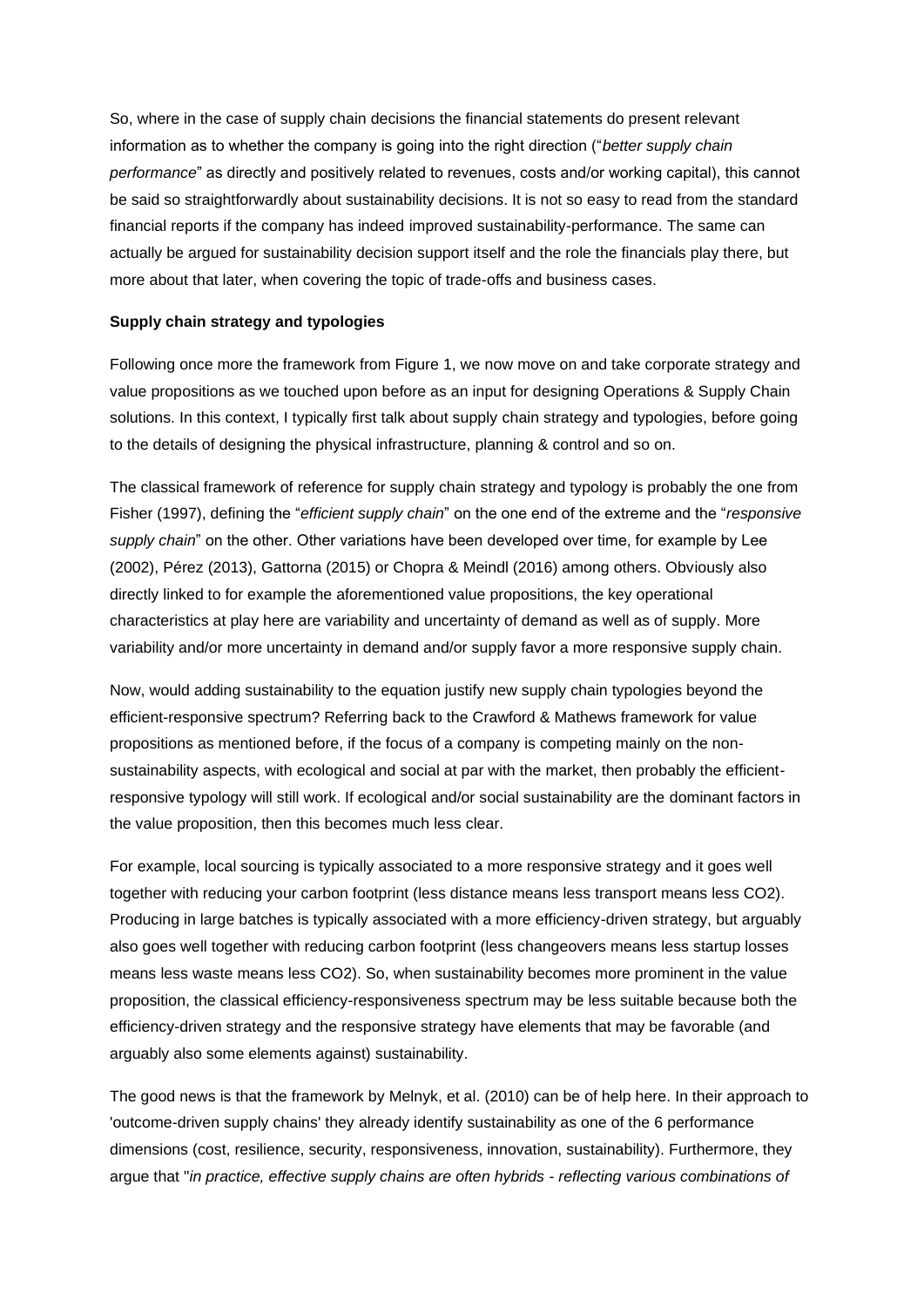So, where in the case of supply chain decisions the financial statements do present relevant information as to whether the company is going into the right direction ("*better supply chain performance*" as directly and positively related to revenues, costs and/or working capital), this cannot be said so straightforwardly about sustainability decisions. It is not so easy to read from the standard financial reports if the company has indeed improved sustainability-performance. The same can actually be argued for sustainability decision support itself and the role the financials play there, but more about that later, when covering the topic of trade-offs and business cases.

**Supply chain strategy and typologies**

Following once more the framework from Figure 1, we now move on and take corporate strategy and value propositions as we touched upon before as an input for designing Operations & Supply Chain solutions. In this context, I typically first talk about supply chain strategy and typologies, before going to the details of designing the physical infrastructure, planning & control and so on.

The classical framework of reference for supply chain strategy and typology is probably the one from Fisher (1997), defining the "*efficient supply chain*" on the one end of the extreme and the "*responsive supply chain*" on the other. Other variations have been developed over time, for example by Lee (2002), Pérez (2013), Gattorna (2015) or Chopra & Meindl (2016) among others. Obviously also directly linked to for example the aforementioned value propositions, the key operational characteristics at play here are variability and uncertainty of demand as well as of supply. More variability and/or more uncertainty in demand and/or supply favor a more responsive supply chain.

Now, would adding sustainability to the equation justify new supply chain typologies beyond the efficient-responsive spectrum? Referring back to the Crawford & Mathews framework for value propositions as mentioned before, if the focus of a company is competing mainly on the non-sustainability aspects, with ecological and social at par with the market, then probably the efficient-responsive typology will still work. If ecological and/or social sustainability are the dominant factors in the value proposition, then this becomes much less clear.

For example, local sourcing is typically associated to a more responsive strategy and it goes well together with reducing your carbon footprint (less distance means less transport means less $CO_2$). Producing in large batches is typically associated with a more efficiency-driven strategy, but arguably also goes well together with reducing carbon footprint (less changeovers means less startup losses means less waste means less $CO_2$). So, when sustainability becomes more prominent in the value proposition, the classical efficiency-responsiveness spectrum may be less suitable because both the efficiency-driven strategy and the responsive strategy have elements that may be favorable (and arguably also some elements against) sustainability.

The good news is that the framework by Melnyk, et al. (2010) can be of help here. In their approach to 'outcome-driven supply chains' they already identify sustainability as one of the 6 performance dimensions (cost, resilience, security, responsiveness, innovation, sustainability). Furthermore, they argue that "*in practice, effective supply chains are often hybrids - reflecting various combinations of*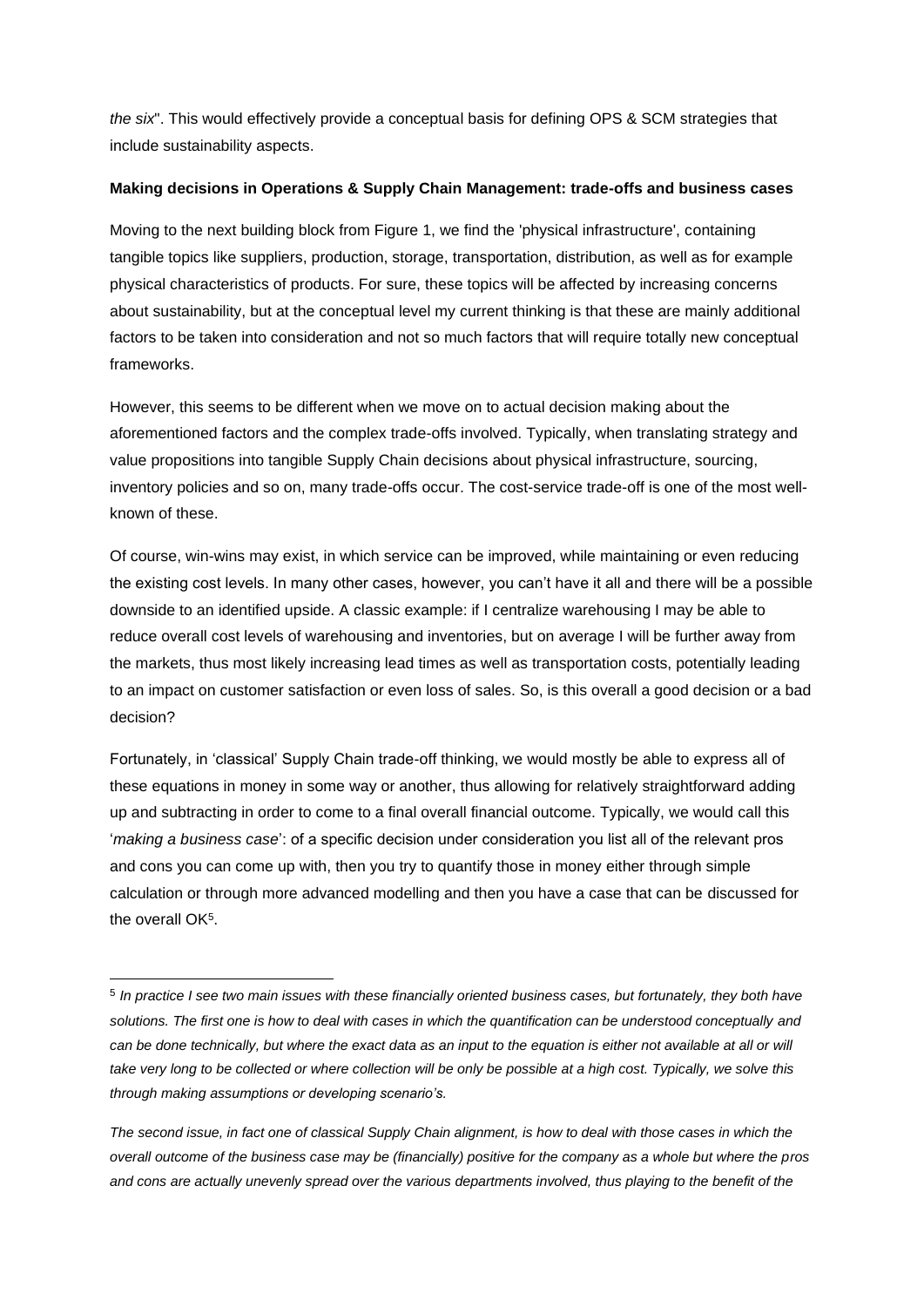*the six*". This would effectively provide a conceptual basis for defining OPS & SCM strategies that include sustainability aspects.

**Making decisions in Operations & Supply Chain Management: trade-offs and business cases**

Moving to the next building block from Figure 1, we find the 'physical infrastructure', containing tangible topics like suppliers, production, storage, transportation, distribution, as well as for example physical characteristics of products. For sure, these topics will be affected by increasing concerns about sustainability, but at the conceptual level my current thinking is that these are mainly additional factors to be taken into consideration and not so much factors that will require totally new conceptual frameworks.

However, this seems to be different when we move on to actual decision making about the aforementioned factors and the complex trade-offs involved. Typically, when translating strategy and value propositions into tangible Supply Chain decisions about physical infrastructure, sourcing, inventory policies and so on, many trade-offs occur. The cost-service trade-off is one of the most well-known of these.

Of course, win-wins may exist, in which service can be improved, while maintaining or even reducing the existing cost levels. In many other cases, however, you can't have it all and there will be a possible downside to an identified upside. A classic example: if I centralize warehousing I may be able to reduce overall cost levels of warehousing and inventories, but on average I will be further away from the markets, thus most likely increasing lead times as well as transportation costs, potentially leading to an impact on customer satisfaction or even loss of sales. So, is this overall a good decision or a bad decision?

Fortunately, in 'classical' Supply Chain trade-off thinking, we would mostly be able to express all of these equations in money in some way or another, thus allowing for relatively straightforward adding up and subtracting in order to come to a final overall financial outcome. Typically, we would call this '*making a business case*': of a specific decision under consideration you list all of the relevant pros and cons you can come up with, then you try to quantify those in money either through simple calculation or through more advanced modelling and then you have a case that can be discussed for the overall OK[5].

[5] *In practice I see two main issues with these financially oriented business cases, but fortunately, they both have solutions. The first one is how to deal with cases in which the quantification can be understood conceptually and can be done technically, but where the exact data as an input to the equation is either not available at all or will take very long to be collected or where collection will be only be possible at a high cost. Typically, we solve this through making assumptions or developing scenario's.*

*The second issue, in fact one of classical Supply Chain alignment, is how to deal with those cases in which the overall outcome of the business case may be (financially) positive for the company as a whole but where the pros and cons are actually unevenly spread over the various departments involved, thus playing to the benefit of the*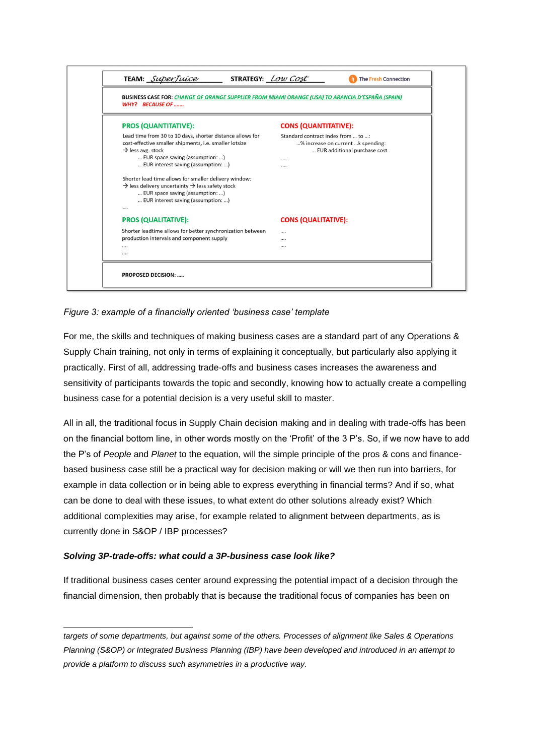TEAM: *SuperJuice* STRATEGY: *Low Cost* The Fresh Connection

**BUSINESS CASE FOR:** *CHANGE OF ORANGE SUPPLIER FROM MIAMI ORANGE (USA) TO ARANCIA D'ESPAÑA (SPAIN)*
*WHY? BECAUSE OF .......*

**PROS (QUANTITATIVE):**

Lead time from 30 to 10 days, shorter distance allows for cost-effective smaller shipments, i.e. smaller lotsize
→ less avg. stock
… EUR space saving (assumption: …)
… EUR interest saving (assumption: …)

Shorter lead time allows for smaller delivery window:
→ less delivery uncertainty → less safety stock
… EUR space saving (assumption: …)
… EUR interest saving (assumption: …)
….

**CONS (QUANTITATIVE):**

Standard contract index from … to …:
…% increase on current …k spending:
… EUR additional purchase cost
….
….

**PROS (QUALITATIVE):**

Shorter leadtime allows for better synchronization between production intervals and component supply
….
….

**CONS (QUALITATIVE):**

….
….
….

**PROPOSED DECISION: …..**

*Figure 3: example of a financially oriented 'business case' template*

For me, the skills and techniques of making business cases are a standard part of any Operations & Supply Chain training, not only in terms of explaining it conceptually, but particularly also applying it practically. First of all, addressing trade-offs and business cases increases the awareness and sensitivity of participants towards the topic and secondly, knowing how to actually create a compelling business case for a potential decision is a very useful skill to master.

All in all, the traditional focus in Supply Chain decision making and in dealing with trade-offs has been on the financial bottom line, in other words mostly on the 'Profit' of the 3 P's. So, if we now have to add the P's of *People* and *Planet* to the equation, will the simple principle of the pros & cons and finance-based business case still be a practical way for decision making or will we then run into barriers, for example in data collection or in being able to express everything in financial terms? And if so, what can be done to deal with these issues, to what extent do other solutions already exist? Which additional complexities may arise, for example related to alignment between departments, as is currently done in S&OP / IBP processes?

***Solving 3P-trade-offs: what could a 3P-business case look like?***

If traditional business cases center around expressing the potential impact of a decision through the financial dimension, then probably that is because the traditional focus of companies has been on

---

*targets of some departments, but against some of the others. Processes of alignment like Sales & Operations Planning (S&OP) or Integrated Business Planning (IBP) have been developed and introduced in an attempt to provide a platform to discuss such asymmetries in a productive way.*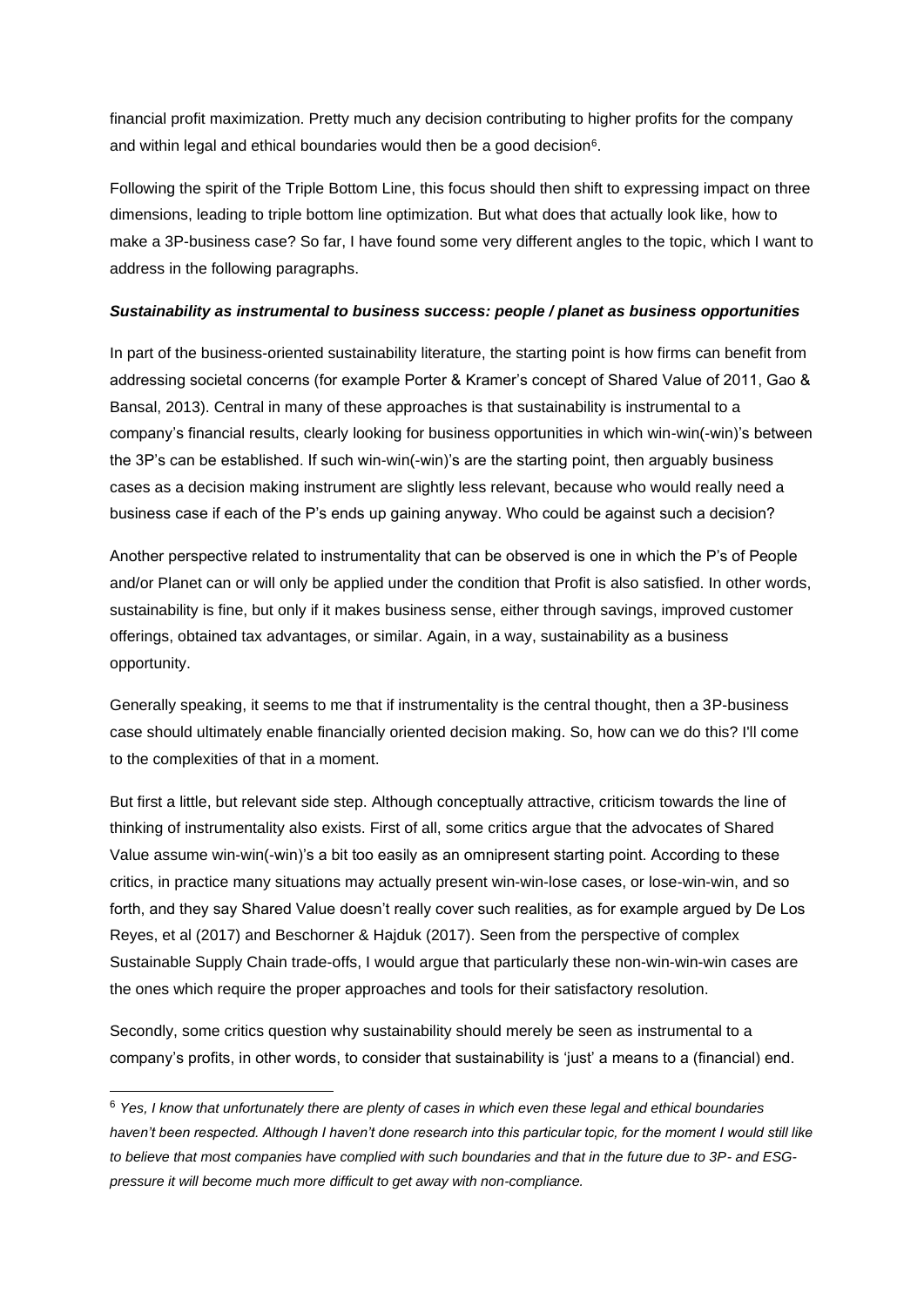financial profit maximization. Pretty much any decision contributing to higher profits for the company and within legal and ethical boundaries would then be a good decision[6].

Following the spirit of the Triple Bottom Line, this focus should then shift to expressing impact on three dimensions, leading to triple bottom line optimization. But what does that actually look like, how to make a 3P-business case? So far, I have found some very different angles to the topic, which I want to address in the following paragraphs.

***Sustainability as instrumental to business success: people / planet as business opportunities***

In part of the business-oriented sustainability literature, the starting point is how firms can benefit from addressing societal concerns (for example Porter & Kramer's concept of Shared Value of 2011, Gao & Bansal, 2013). Central in many of these approaches is that sustainability is instrumental to a company's financial results, clearly looking for business opportunities in which win-win(-win)'s between the 3P's can be established. If such win-win(-win)'s are the starting point, then arguably business cases as a decision making instrument are slightly less relevant, because who would really need a business case if each of the P's ends up gaining anyway. Who could be against such a decision?

Another perspective related to instrumentality that can be observed is one in which the P's of People and/or Planet can or will only be applied under the condition that Profit is also satisfied. In other words, sustainability is fine, but only if it makes business sense, either through savings, improved customer offerings, obtained tax advantages, or similar. Again, in a way, sustainability as a business opportunity.

Generally speaking, it seems to me that if instrumentality is the central thought, then a 3P-business case should ultimately enable financially oriented decision making. So, how can we do this? I'll come to the complexities of that in a moment.

But first a little, but relevant side step. Although conceptually attractive, criticism towards the line of thinking of instrumentality also exists. First of all, some critics argue that the advocates of Shared Value assume win-win(-win)'s a bit too easily as an omnipresent starting point. According to these critics, in practice many situations may actually present win-win-lose cases, or lose-win-win, and so forth, and they say Shared Value doesn't really cover such realities, as for example argued by De Los Reyes, et al (2017) and Beschorner & Hajduk (2017). Seen from the perspective of complex Sustainable Supply Chain trade-offs, I would argue that particularly these non-win-win-win cases are the ones which require the proper approaches and tools for their satisfactory resolution.

Secondly, some critics question why sustainability should merely be seen as instrumental to a company's profits, in other words, to consider that sustainability is 'just' a means to a (financial) end.

[6] *Yes, I know that unfortunately there are plenty of cases in which even these legal and ethical boundaries haven't been respected. Although I haven't done research into this particular topic, for the moment I would still like to believe that most companies have complied with such boundaries and that in the future due to 3P- and ESG-pressure it will become much more difficult to get away with non-compliance.*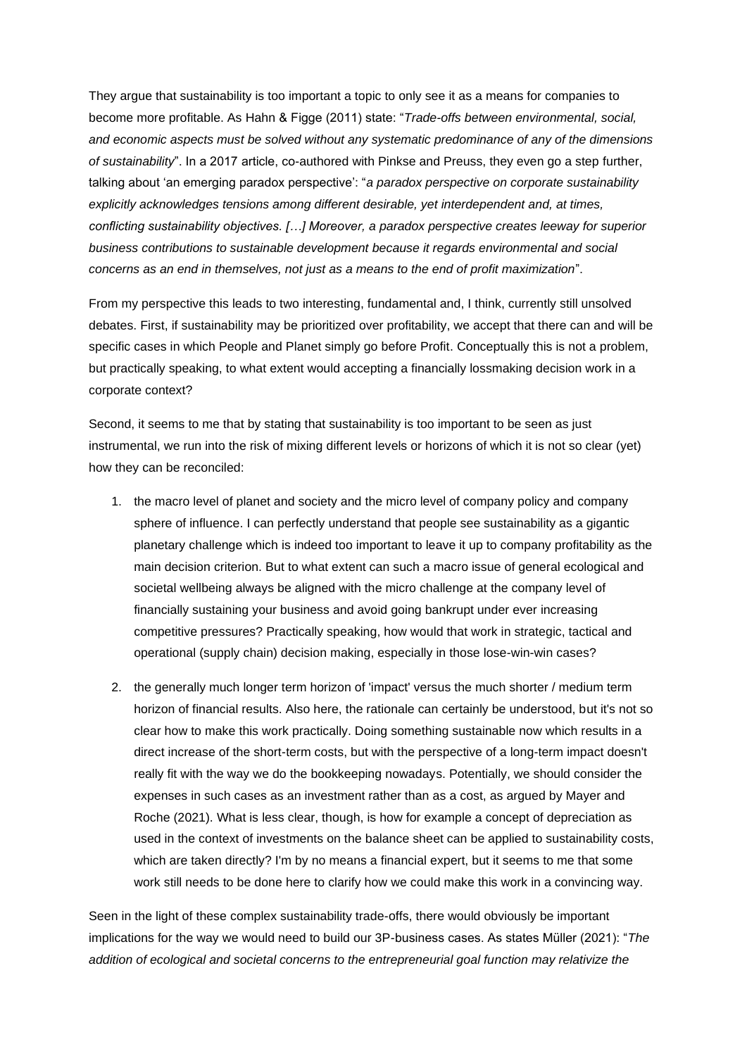They argue that sustainability is too important a topic to only see it as a means for companies to become more profitable. As Hahn & Figge (2011) state: "*Trade-offs between environmental, social, and economic aspects must be solved without any systematic predominance of any of the dimensions of sustainability*". In a 2017 article, co-authored with Pinkse and Preuss, they even go a step further, talking about 'an emerging paradox perspective': "*a paradox perspective on corporate sustainability explicitly acknowledges tensions among different desirable, yet interdependent and, at times, conflicting sustainability objectives. […] Moreover, a paradox perspective creates leeway for superior business contributions to sustainable development because it regards environmental and social concerns as an end in themselves, not just as a means to the end of profit maximization*".

From my perspective this leads to two interesting, fundamental and, I think, currently still unsolved debates. First, if sustainability may be prioritized over profitability, we accept that there can and will be specific cases in which People and Planet simply go before Profit. Conceptually this is not a problem, but practically speaking, to what extent would accepting a financially lossmaking decision work in a corporate context?

Second, it seems to me that by stating that sustainability is too important to be seen as just instrumental, we run into the risk of mixing different levels or horizons of which it is not so clear (yet) how they can be reconciled:

1. the macro level of planet and society and the micro level of company policy and company sphere of influence. I can perfectly understand that people see sustainability as a gigantic planetary challenge which is indeed too important to leave it up to company profitability as the main decision criterion. But to what extent can such a macro issue of general ecological and societal wellbeing always be aligned with the micro challenge at the company level of financially sustaining your business and avoid going bankrupt under ever increasing competitive pressures? Practically speaking, how would that work in strategic, tactical and operational (supply chain) decision making, especially in those lose-win-win cases?

2. the generally much longer term horizon of 'impact' versus the much shorter / medium term horizon of financial results. Also here, the rationale can certainly be understood, but it's not so clear how to make this work practically. Doing something sustainable now which results in a direct increase of the short-term costs, but with the perspective of a long-term impact doesn't really fit with the way we do the bookkeeping nowadays. Potentially, we should consider the expenses in such cases as an investment rather than as a cost, as argued by Mayer and Roche (2021). What is less clear, though, is how for example a concept of depreciation as used in the context of investments on the balance sheet can be applied to sustainability costs, which are taken directly? I'm by no means a financial expert, but it seems to me that some work still needs to be done here to clarify how we could make this work in a convincing way.

Seen in the light of these complex sustainability trade-offs, there would obviously be important implications for the way we would need to build our 3P-business cases. As states Müller (2021): "*The addition of ecological and societal concerns to the entrepreneurial goal function may relativize the*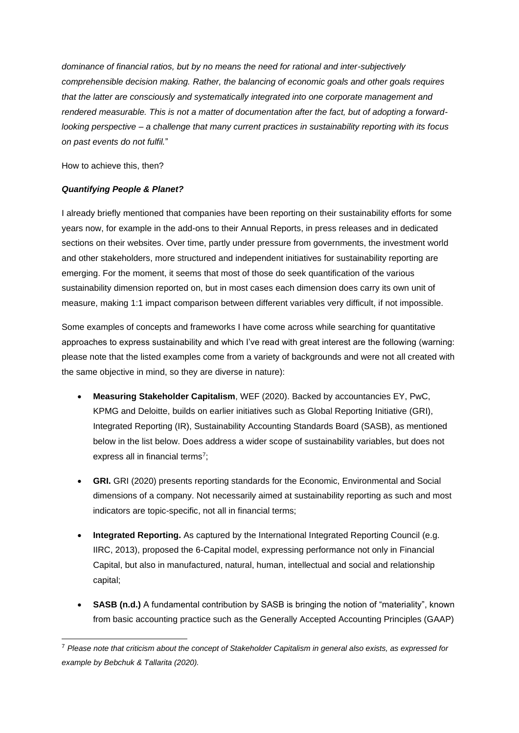*dominance of financial ratios, but by no means the need for rational and inter-subjectively comprehensible decision making. Rather, the balancing of economic goals and other goals requires that the latter are consciously and systematically integrated into one corporate management and rendered measurable. This is not a matter of documentation after the fact, but of adopting a forward-looking perspective – a challenge that many current practices in sustainability reporting with its focus on past events do not fulfil.*"

How to achieve this, then?

***Quantifying People & Planet?***

I already briefly mentioned that companies have been reporting on their sustainability efforts for some years now, for example in the add-ons to their Annual Reports, in press releases and in dedicated sections on their websites. Over time, partly under pressure from governments, the investment world and other stakeholders, more structured and independent initiatives for sustainability reporting are emerging. For the moment, it seems that most of those do seek quantification of the various sustainability dimension reported on, but in most cases each dimension does carry its own unit of measure, making 1:1 impact comparison between different variables very difficult, if not impossible.

Some examples of concepts and frameworks I have come across while searching for quantitative approaches to express sustainability and which I've read with great interest are the following (warning: please note that the listed examples come from a variety of backgrounds and were not all created with the same objective in mind, so they are diverse in nature):

- **Measuring Stakeholder Capitalism**, WEF (2020). Backed by accountancies EY, PwC, KPMG and Deloitte, builds on earlier initiatives such as Global Reporting Initiative (GRI), Integrated Reporting (IR), Sustainability Accounting Standards Board (SASB), as mentioned below in the list below. Does address a wider scope of sustainability variables, but does not express all in financial terms[7];
- **GRI.** GRI (2020) presents reporting standards for the Economic, Environmental and Social dimensions of a company. Not necessarily aimed at sustainability reporting as such and most indicators are topic-specific, not all in financial terms;
- **Integrated Reporting.** As captured by the International Integrated Reporting Council (e.g. IIRC, 2013), proposed the 6-Capital model, expressing performance not only in Financial Capital, but also in manufactured, natural, human, intellectual and social and relationship capital;
- **SASB (n.d.)** A fundamental contribution by SASB is bringing the notion of "materiality", known from basic accounting practice such as the Generally Accepted Accounting Principles (GAAP)

[7] *Please note that criticism about the concept of Stakeholder Capitalism in general also exists, as expressed for example by Bebchuk & Tallarita (2020).*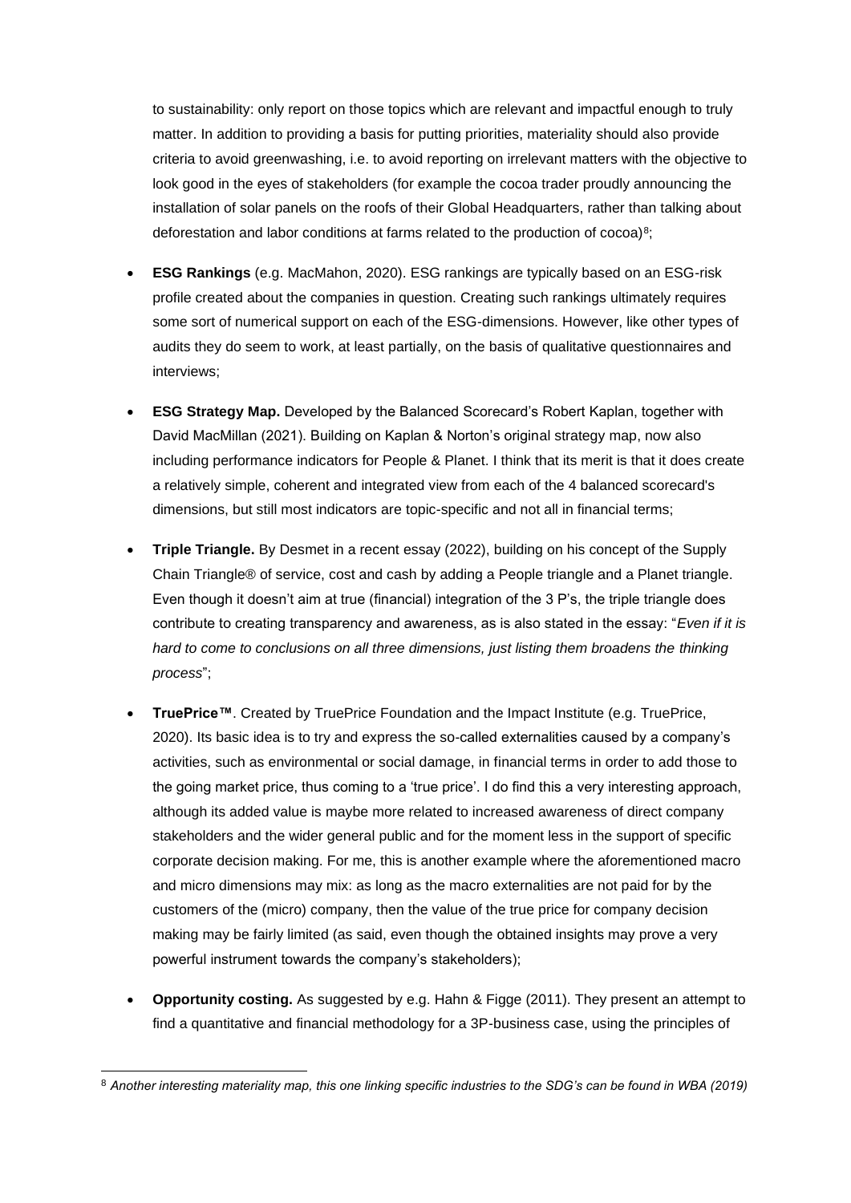to sustainability: only report on those topics which are relevant and impactful enough to truly matter. In addition to providing a basis for putting priorities, materiality should also provide criteria to avoid greenwashing, i.e. to avoid reporting on irrelevant matters with the objective to look good in the eyes of stakeholders (for example the cocoa trader proudly announcing the installation of solar panels on the roofs of their Global Headquarters, rather than talking about deforestation and labor conditions at farms related to the production of cocoa)[8];

- **ESG Rankings** (e.g. MacMahon, 2020). ESG rankings are typically based on an ESG-risk profile created about the companies in question. Creating such rankings ultimately requires some sort of numerical support on each of the ESG-dimensions. However, like other types of audits they do seem to work, at least partially, on the basis of qualitative questionnaires and interviews;
- **ESG Strategy Map.** Developed by the Balanced Scorecard's Robert Kaplan, together with David MacMillan (2021). Building on Kaplan & Norton's original strategy map, now also including performance indicators for People & Planet. I think that its merit is that it does create a relatively simple, coherent and integrated view from each of the 4 balanced scorecard's dimensions, but still most indicators are topic-specific and not all in financial terms;
- **Triple Triangle.** By Desmet in a recent essay (2022), building on his concept of the Supply Chain Triangle® of service, cost and cash by adding a People triangle and a Planet triangle. Even though it doesn't aim at true (financial) integration of the 3 P's, the triple triangle does contribute to creating transparency and awareness, as is also stated in the essay: "*Even if it is hard to come to conclusions on all three dimensions, just listing them broadens the thinking process*";
- **TruePrice™**. Created by TruePrice Foundation and the Impact Institute (e.g. TruePrice, 2020). Its basic idea is to try and express the so-called externalities caused by a company's activities, such as environmental or social damage, in financial terms in order to add those to the going market price, thus coming to a 'true price'. I do find this a very interesting approach, although its added value is maybe more related to increased awareness of direct company stakeholders and the wider general public and for the moment less in the support of specific corporate decision making. For me, this is another example where the aforementioned macro and micro dimensions may mix: as long as the macro externalities are not paid for by the customers of the (micro) company, then the value of the true price for company decision making may be fairly limited (as said, even though the obtained insights may prove a very powerful instrument towards the company's stakeholders);
- **Opportunity costing.** As suggested by e.g. Hahn & Figge (2011). They present an attempt to find a quantitative and financial methodology for a 3P-business case, using the principles of

[8] *Another interesting materiality map, this one linking specific industries to the SDG's can be found in WBA (2019)*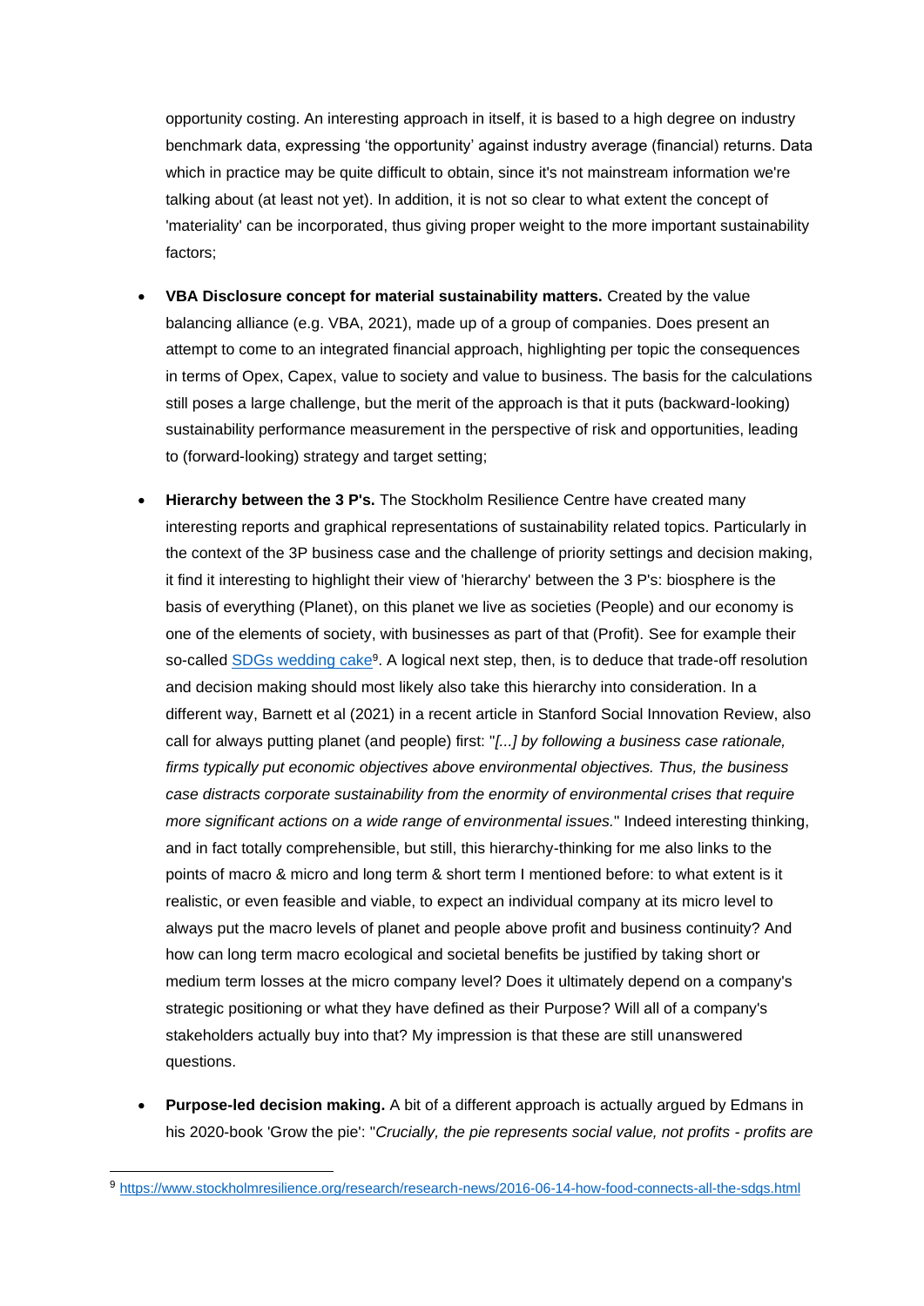opportunity costing. An interesting approach in itself, it is based to a high degree on industry benchmark data, expressing 'the opportunity' against industry average (financial) returns. Data which in practice may be quite difficult to obtain, since it's not mainstream information we're talking about (at least not yet). In addition, it is not so clear to what extent the concept of 'materiality' can be incorporated, thus giving proper weight to the more important sustainability factors;

- **VBA Disclosure concept for material sustainability matters.** Created by the value balancing alliance (e.g. VBA, 2021), made up of a group of companies. Does present an attempt to come to an integrated financial approach, highlighting per topic the consequences in terms of Opex, Capex, value to society and value to business. The basis for the calculations still poses a large challenge, but the merit of the approach is that it puts (backward-looking) sustainability performance measurement in the perspective of risk and opportunities, leading to (forward-looking) strategy and target setting;

- **Hierarchy between the 3 P's.** The Stockholm Resilience Centre have created many interesting reports and graphical representations of sustainability related topics. Particularly in the context of the 3P business case and the challenge of priority settings and decision making, it find it interesting to highlight their view of 'hierarchy' between the 3 P's: biosphere is the basis of everything (Planet), on this planet we live as societies (People) and our economy is one of the elements of society, with businesses as part of that (Profit). See for example their so-called [SDGs wedding cake][9]. A logical next step, then, is to deduce that trade-off resolution and decision making should most likely also take this hierarchy into consideration. In a different way, Barnett et al (2021) in a recent article in Stanford Social Innovation Review, also call for always putting planet (and people) first: "*[...] by following a business case rationale, firms typically put economic objectives above environmental objectives. Thus, the business case distracts corporate sustainability from the enormity of environmental crises that require more significant actions on a wide range of environmental issues.*" Indeed interesting thinking, and in fact totally comprehensible, but still, this hierarchy-thinking for me also links to the points of macro & micro and long term & short term I mentioned before: to what extent is it realistic, or even feasible and viable, to expect an individual company at its micro level to always put the macro levels of planet and people above profit and business continuity? And how can long term macro ecological and societal benefits be justified by taking short or medium term losses at the micro company level? Does it ultimately depend on a company's strategic positioning or what they have defined as their Purpose? Will all of a company's stakeholders actually buy into that? My impression is that these are still unanswered questions.

- **Purpose-led decision making.** A bit of a different approach is actually argued by Edmans in his 2020-book 'Grow the pie': "*Crucially, the pie represents social value, not profits - profits are*

---

[9] https://www.stockholmresilience.org/research/research-news/2016-06-14-how-food-connects-all-the-sdgs.html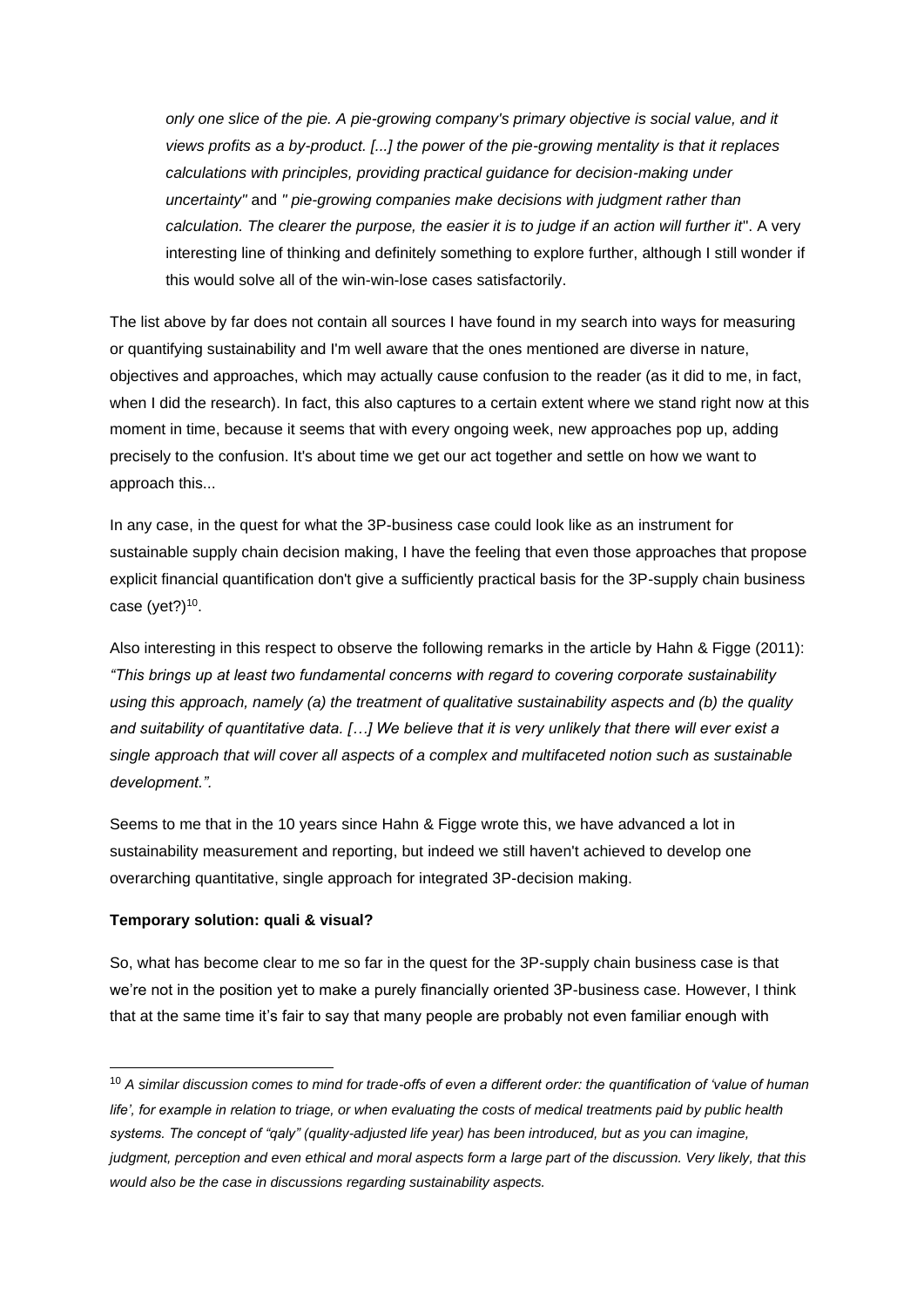*only one slice of the pie. A pie-growing company's primary objective is social value, and it views profits as a by-product. [...] the power of the pie-growing mentality is that it replaces calculations with principles, providing practical guidance for decision-making under uncertainty"* and *" pie-growing companies make decisions with judgment rather than calculation. The clearer the purpose, the easier it is to judge if an action will further it*". A very interesting line of thinking and definitely something to explore further, although I still wonder if this would solve all of the win-win-lose cases satisfactorily.

The list above by far does not contain all sources I have found in my search into ways for measuring or quantifying sustainability and I'm well aware that the ones mentioned are diverse in nature, objectives and approaches, which may actually cause confusion to the reader (as it did to me, in fact, when I did the research). In fact, this also captures to a certain extent where we stand right now at this moment in time, because it seems that with every ongoing week, new approaches pop up, adding precisely to the confusion. It's about time we get our act together and settle on how we want to approach this...

In any case, in the quest for what the 3P-business case could look like as an instrument for sustainable supply chain decision making, I have the feeling that even those approaches that propose explicit financial quantification don't give a sufficiently practical basis for the 3P-supply chain business case (yet?)[10].

Also interesting in this respect to observe the following remarks in the article by Hahn & Figge (2011): *"This brings up at least two fundamental concerns with regard to covering corporate sustainability using this approach, namely (a) the treatment of qualitative sustainability aspects and (b) the quality and suitability of quantitative data. […] We believe that it is very unlikely that there will ever exist a single approach that will cover all aspects of a complex and multifaceted notion such as sustainable development.".*

Seems to me that in the 10 years since Hahn & Figge wrote this, we have advanced a lot in sustainability measurement and reporting, but indeed we still haven't achieved to develop one overarching quantitative, single approach for integrated 3P-decision making.

**Temporary solution: quali & visual?**

So, what has become clear to me so far in the quest for the 3P-supply chain business case is that we're not in the position yet to make a purely financially oriented 3P-business case. However, I think that at the same time it's fair to say that many people are probably not even familiar enough with

[10] *A similar discussion comes to mind for trade-offs of even a different order: the quantification of 'value of human life', for example in relation to triage, or when evaluating the costs of medical treatments paid by public health systems. The concept of "qaly" (quality-adjusted life year) has been introduced, but as you can imagine, judgment, perception and even ethical and moral aspects form a large part of the discussion. Very likely, that this would also be the case in discussions regarding sustainability aspects.*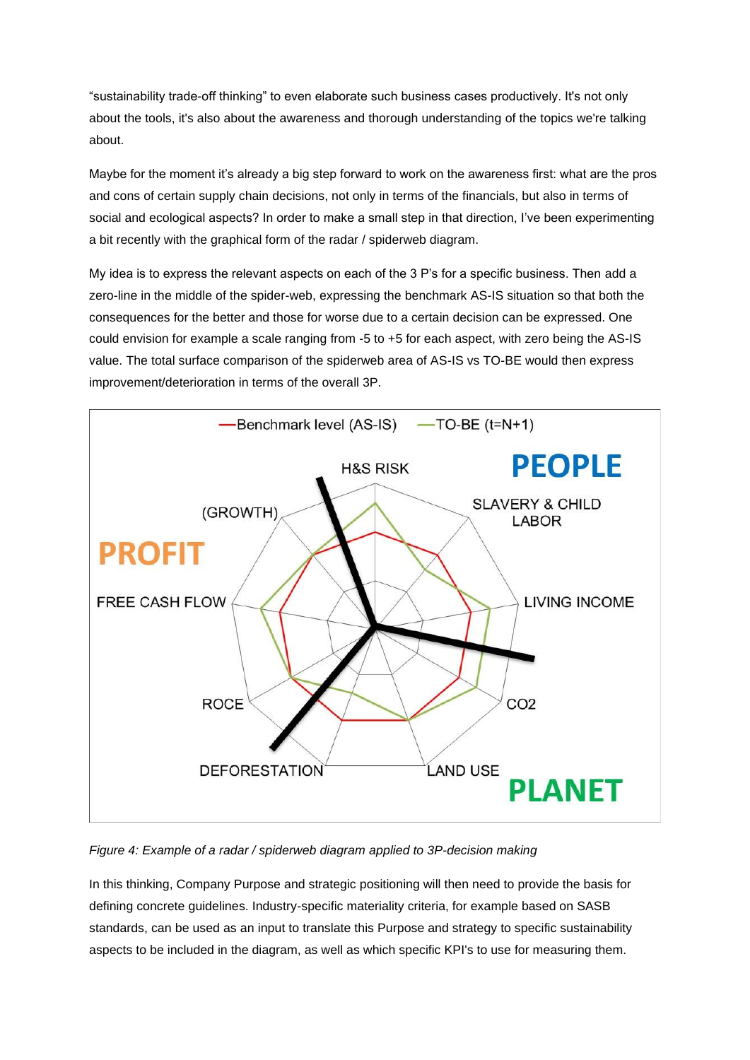“sustainability trade-off thinking” to even elaborate such business cases productively. It's not only about the tools, it's also about the awareness and thorough understanding of the topics we're talking about.

Maybe for the moment it’s already a big step forward to work on the awareness first: what are the pros and cons of certain supply chain decisions, not only in terms of the financials, but also in terms of social and ecological aspects? In order to make a small step in that direction, I’ve been experimenting a bit recently with the graphical form of the radar / spiderweb diagram.

My idea is to express the relevant aspects on each of the 3 P’s for a specific business. Then add a zero-line in the middle of the spider-web, expressing the benchmark AS-IS situation so that both the consequences for the better and those for worse due to a certain decision can be expressed. One could envision for example a scale ranging from -5 to +5 for each aspect, with zero being the AS-IS value. The total surface comparison of the spiderweb area of AS-IS vs TO-BE would then express improvement/deterioration in terms of the overall 3P.

Benchmark level (AS-IS)
TO-BE (t=N+1)
PEOPLE
PROFIT
PLANET
H&S RISK
SLAVERY & CHILD LABOR
LIVING INCOME
CO2
LAND USE
DEFORESTATION
ROCE
FREE CASH FLOW
(GROWTH)

*Figure 4: Example of a radar / spiderweb diagram applied to 3P-decision making*

In this thinking, Company Purpose and strategic positioning will then need to provide the basis for defining concrete guidelines. Industry-specific materiality criteria, for example based on SASB standards, can be used as an input to translate this Purpose and strategy to specific sustainability aspects to be included in the diagram, as well as which specific KPI's to use for measuring them.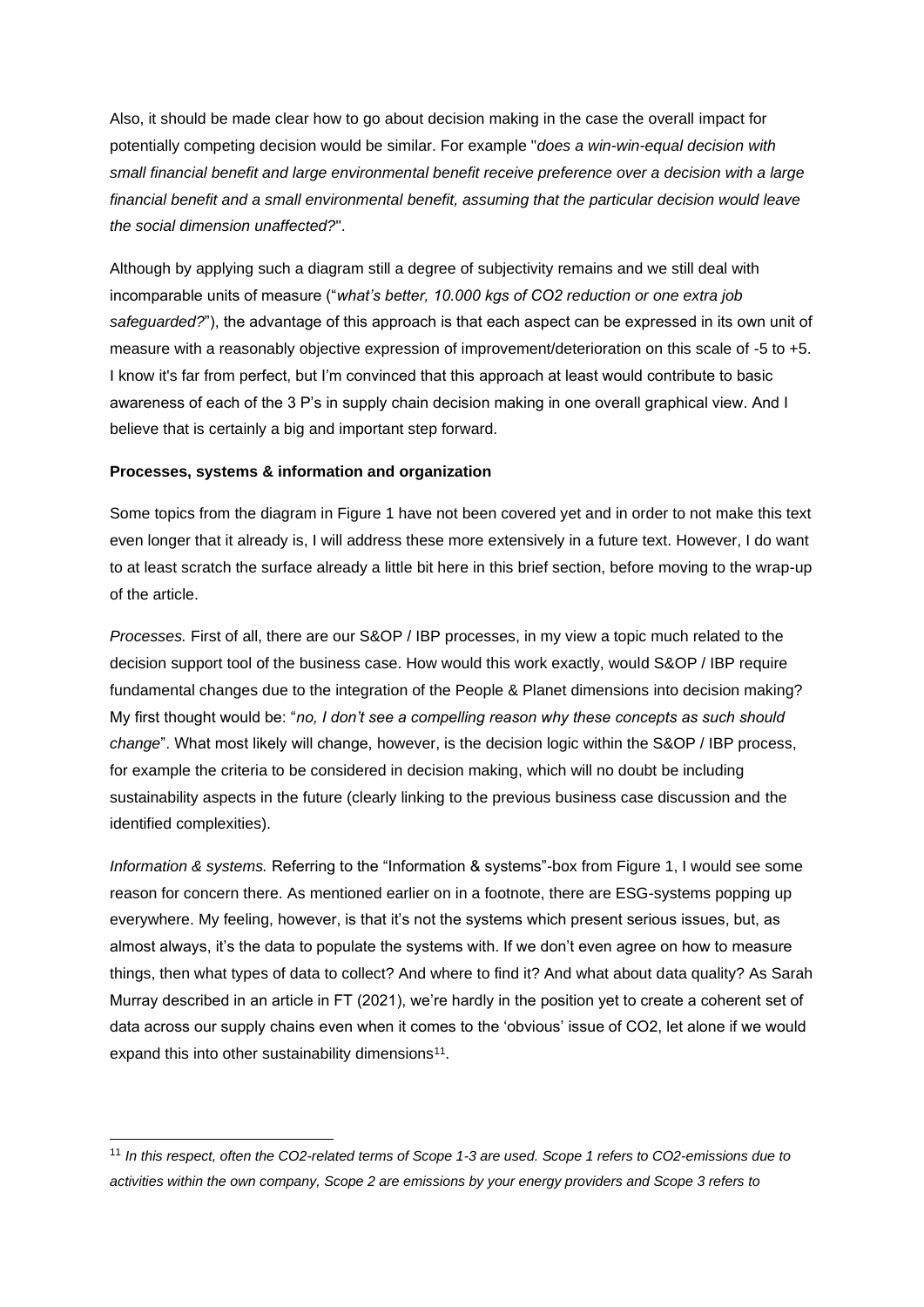Also, it should be made clear how to go about decision making in the case the overall impact for potentially competing decision would be similar. For example "*does a win-win-equal decision with small financial benefit and large environmental benefit receive preference over a decision with a large financial benefit and a small environmental benefit, assuming that the particular decision would leave the social dimension unaffected?*".

Although by applying such a diagram still a degree of subjectivity remains and we still deal with incomparable units of measure ("*what's better, 10.000 kgs of CO2 reduction or one extra job safeguarded?*"), the advantage of this approach is that each aspect can be expressed in its own unit of measure with a reasonably objective expression of improvement/deterioration on this scale of -5 to +5. I know it's far from perfect, but I'm convinced that this approach at least would contribute to basic awareness of each of the 3 P's in supply chain decision making in one overall graphical view. And I believe that is certainly a big and important step forward.

**Processes, systems & information and organization**

Some topics from the diagram in Figure 1 have not been covered yet and in order to not make this text even longer that it already is, I will address these more extensively in a future text. However, I do want to at least scratch the surface already a little bit here in this brief section, before moving to the wrap-up of the article.

*Processes.* First of all, there are our S&OP / IBP processes, in my view a topic much related to the decision support tool of the business case. How would this work exactly, would S&OP / IBP require fundamental changes due to the integration of the People & Planet dimensions into decision making? My first thought would be: "*no, I don't see a compelling reason why these concepts as such should change*". What most likely will change, however, is the decision logic within the S&OP / IBP process, for example the criteria to be considered in decision making, which will no doubt be including sustainability aspects in the future (clearly linking to the previous business case discussion and the identified complexities).

*Information & systems.* Referring to the "Information & systems"-box from Figure 1, I would see some reason for concern there. As mentioned earlier on in a footnote, there are ESG-systems popping up everywhere. My feeling, however, is that it's not the systems which present serious issues, but, as almost always, it's the data to populate the systems with. If we don't even agree on how to measure things, then what types of data to collect? And where to find it? And what about data quality? As Sarah Murray described in an article in FT (2021), we're hardly in the position yet to create a coherent set of data across our supply chains even when it comes to the 'obvious' issue of CO2, let alone if we would expand this into other sustainability dimensions[11].

[11] *In this respect, often the CO2-related terms of Scope 1-3 are used. Scope 1 refers to CO2-emissions due to activities within the own company, Scope 2 are emissions by your energy providers and Scope 3 refers to*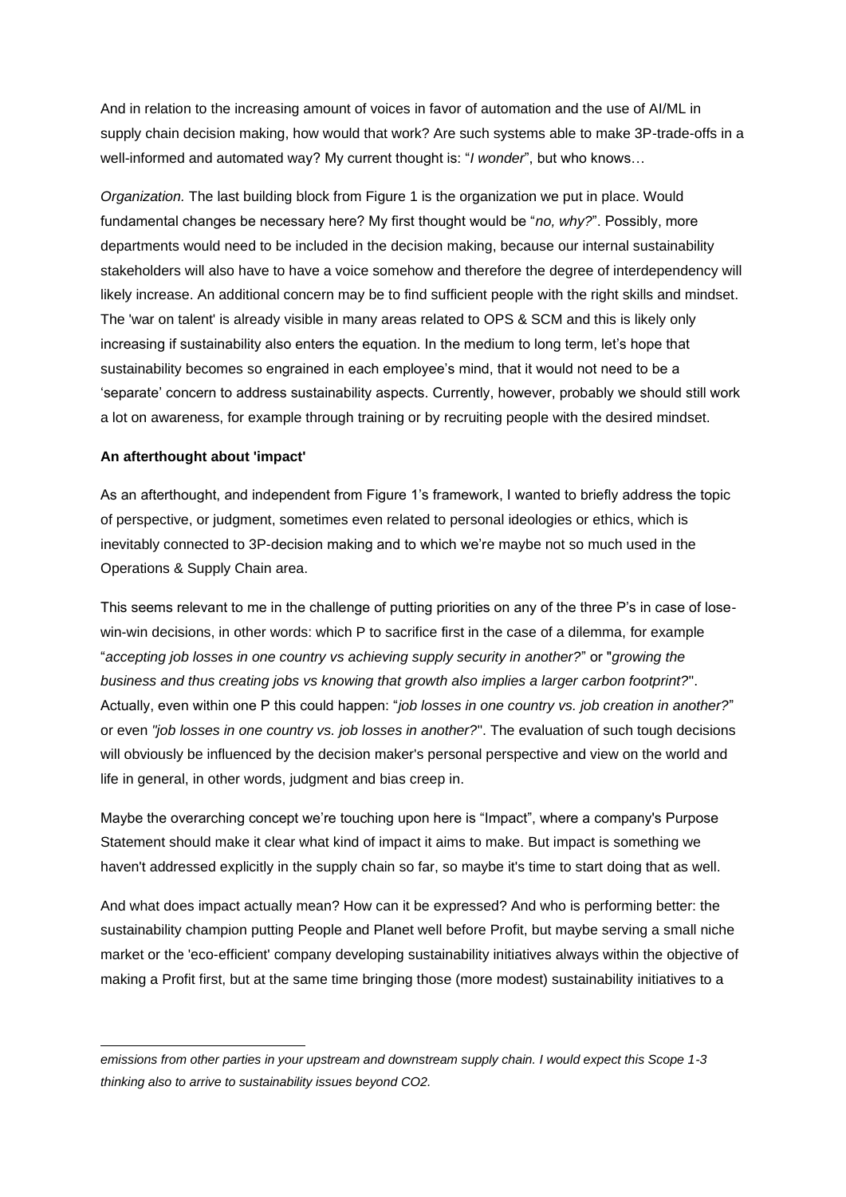And in relation to the increasing amount of voices in favor of automation and the use of AI/ML in supply chain decision making, how would that work? Are such systems able to make 3P-trade-offs in a well-informed and automated way? My current thought is: "*I wonder*", but who knows…

*Organization.* The last building block from Figure 1 is the organization we put in place. Would fundamental changes be necessary here? My first thought would be "*no, why?*". Possibly, more departments would need to be included in the decision making, because our internal sustainability stakeholders will also have to have a voice somehow and therefore the degree of interdependency will likely increase. An additional concern may be to find sufficient people with the right skills and mindset. The 'war on talent' is already visible in many areas related to OPS & SCM and this is likely only increasing if sustainability also enters the equation. In the medium to long term, let's hope that sustainability becomes so engrained in each employee's mind, that it would not need to be a 'separate' concern to address sustainability aspects. Currently, however, probably we should still work a lot on awareness, for example through training or by recruiting people with the desired mindset.

**An afterthought about 'impact'**

As an afterthought, and independent from Figure 1's framework, I wanted to briefly address the topic of perspective, or judgment, sometimes even related to personal ideologies or ethics, which is inevitably connected to 3P-decision making and to which we're maybe not so much used in the Operations & Supply Chain area.

This seems relevant to me in the challenge of putting priorities on any of the three P's in case of lose-win-win decisions, in other words: which P to sacrifice first in the case of a dilemma, for example "*accepting job losses in one country vs achieving supply security in another?*" or "*growing the business and thus creating jobs vs knowing that growth also implies a larger carbon footprint?*". Actually, even within one P this could happen: "*job losses in one country vs. job creation in another?*" or even *"job losses in one country vs. job losses in another?*". The evaluation of such tough decisions will obviously be influenced by the decision maker's personal perspective and view on the world and life in general, in other words, judgment and bias creep in.

Maybe the overarching concept we're touching upon here is "Impact", where a company's Purpose Statement should make it clear what kind of impact it aims to make. But impact is something we haven't addressed explicitly in the supply chain so far, so maybe it's time to start doing that as well.

And what does impact actually mean? How can it be expressed? And who is performing better: the sustainability champion putting People and Planet well before Profit, but maybe serving a small niche market or the 'eco-efficient' company developing sustainability initiatives always within the objective of making a Profit first, but at the same time bringing those (more modest) sustainability initiatives to a

*emissions from other parties in your upstream and downstream supply chain. I would expect this Scope 1-3 thinking also to arrive to sustainability issues beyond CO2.*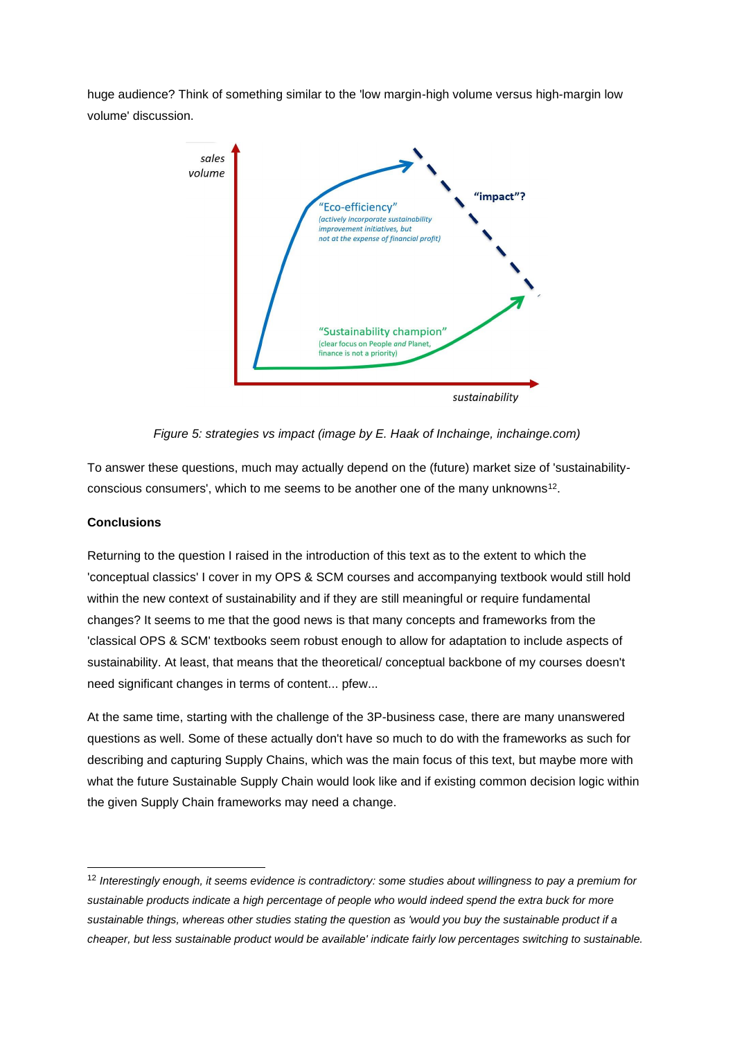huge audience? Think of something similar to the 'low margin-high volume versus high-margin low volume' discussion.

sales volume

"Eco-efficiency"
(actively incorporate sustainability improvement initiatives, but not at the expense of financial profit)

"impact"?

"Sustainability champion"
(clear focus on People *and* Planet, finance is not a priority)

sustainability

*Figure 5: strategies vs impact (image by E. Haak of Inchainge, inchainge.com)*

To answer these questions, much may actually depend on the (future) market size of 'sustainability-conscious consumers', which to me seems to be another one of the many unknowns[12].

**Conclusions**

Returning to the question I raised in the introduction of this text as to the extent to which the 'conceptual classics' I cover in my OPS & SCM courses and accompanying textbook would still hold within the new context of sustainability and if they are still meaningful or require fundamental changes? It seems to me that the good news is that many concepts and frameworks from the 'classical OPS & SCM' textbooks seem robust enough to allow for adaptation to include aspects of sustainability. At least, that means that the theoretical/ conceptual backbone of my courses doesn't need significant changes in terms of content... pfew...

At the same time, starting with the challenge of the 3P-business case, there are many unanswered questions as well. Some of these actually don't have so much to do with the frameworks as such for describing and capturing Supply Chains, which was the main focus of this text, but maybe more with what the future Sustainable Supply Chain would look like and if existing common decision logic within the given Supply Chain frameworks may need a change.

[12] *Interestingly enough, it seems evidence is contradictory: some studies about willingness to pay a premium for sustainable products indicate a high percentage of people who would indeed spend the extra buck for more sustainable things, whereas other studies stating the question as 'would you buy the sustainable product if a cheaper, but less sustainable product would be available' indicate fairly low percentages switching to sustainable.*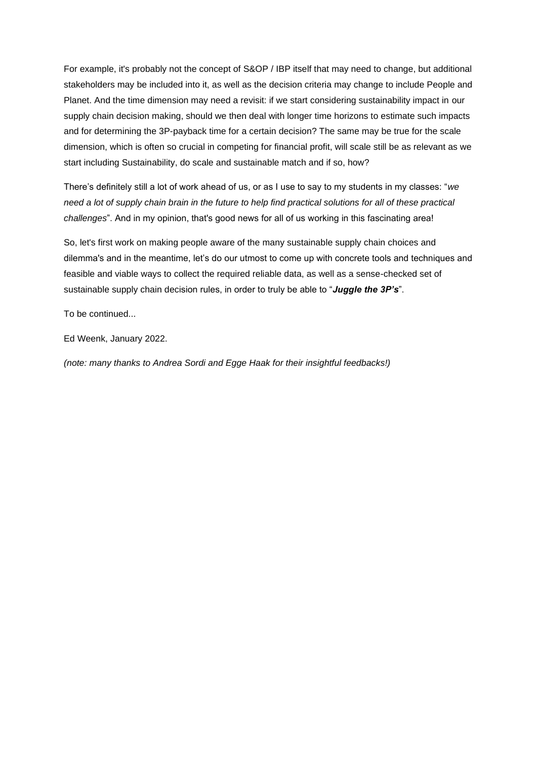For example, it's probably not the concept of S&OP / IBP itself that may need to change, but additional stakeholders may be included into it, as well as the decision criteria may change to include People and Planet. And the time dimension may need a revisit: if we start considering sustainability impact in our supply chain decision making, should we then deal with longer time horizons to estimate such impacts and for determining the 3P-payback time for a certain decision? The same may be true for the scale dimension, which is often so crucial in competing for financial profit, will scale still be as relevant as we start including Sustainability, do scale and sustainable match and if so, how?

There's definitely still a lot of work ahead of us, or as I use to say to my students in my classes: "*we need a lot of supply chain brain in the future to help find practical solutions for all of these practical challenges*". And in my opinion, that's good news for all of us working in this fascinating area!

So, let's first work on making people aware of the many sustainable supply chain choices and dilemma's and in the meantime, let's do our utmost to come up with concrete tools and techniques and feasible and viable ways to collect the required reliable data, as well as a sense-checked set of sustainable supply chain decision rules, in order to truly be able to "***Juggle the 3P's***".

To be continued...

Ed Weenk, January 2022.

*(note: many thanks to Andrea Sordi and Egge Haak for their insightful feedbacks!)*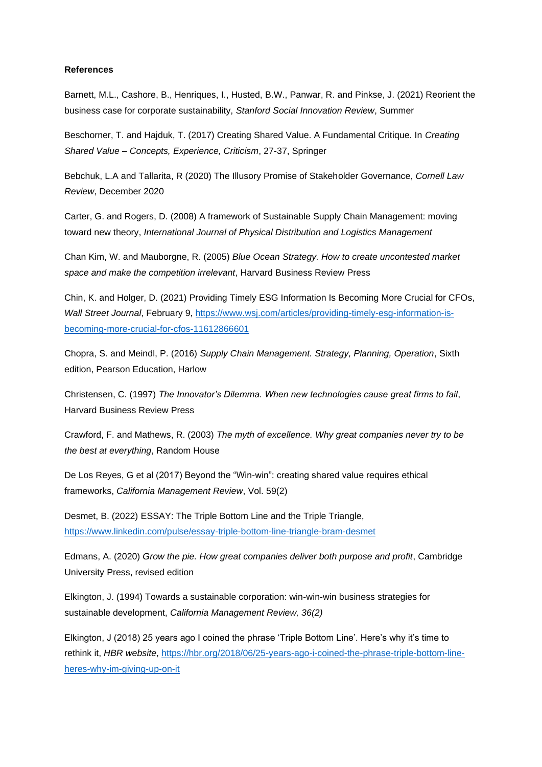**References**

Barnett, M.L., Cashore, B., Henriques, I., Husted, B.W., Panwar, R. and Pinkse, J. (2021) Reorient the business case for corporate sustainability, *Stanford Social Innovation Review*, Summer

Beschorner, T. and Hajduk, T. (2017) Creating Shared Value. A Fundamental Critique. In *Creating Shared Value – Concepts, Experience, Criticism*, 27-37, Springer

Bebchuk, L.A and Tallarita, R (2020) The Illusory Promise of Stakeholder Governance, *Cornell Law Review*, December 2020

Carter, G. and Rogers, D. (2008) A framework of Sustainable Supply Chain Management: moving toward new theory, *International Journal of Physical Distribution and Logistics Management*

Chan Kim, W. and Mauborgne, R. (2005) *Blue Ocean Strategy. How to create uncontested market space and make the competition irrelevant*, Harvard Business Review Press

Chin, K. and Holger, D. (2021) Providing Timely ESG Information Is Becoming More Crucial for CFOs, *Wall Street Journal*, February 9, https://www.wsj.com/articles/providing-timely-esg-information-is-becoming-more-crucial-for-cfos-11612866601

Chopra, S. and Meindl, P. (2016) *Supply Chain Management. Strategy, Planning, Operation*, Sixth edition, Pearson Education, Harlow

Christensen, C. (1997) *The Innovator's Dilemma. When new technologies cause great firms to fail*, Harvard Business Review Press

Crawford, F. and Mathews, R. (2003) *The myth of excellence. Why great companies never try to be the best at everything*, Random House

De Los Reyes, G et al (2017) Beyond the "Win-win": creating shared value requires ethical frameworks, *California Management Review*, Vol. 59(2)

Desmet, B. (2022) ESSAY: The Triple Bottom Line and the Triple Triangle, https://www.linkedin.com/pulse/essay-triple-bottom-line-triangle-bram-desmet

Edmans, A. (2020) *Grow the pie. How great companies deliver both purpose and profit*, Cambridge University Press, revised edition

Elkington, J. (1994) Towards a sustainable corporation: win-win-win business strategies for sustainable development, *California Management Review, 36(2)*

Elkington, J (2018) 25 years ago I coined the phrase 'Triple Bottom Line'. Here's why it's time to rethink it, *HBR website*, https://hbr.org/2018/06/25-years-ago-i-coined-the-phrase-triple-bottom-line-heres-why-im-giving-up-on-it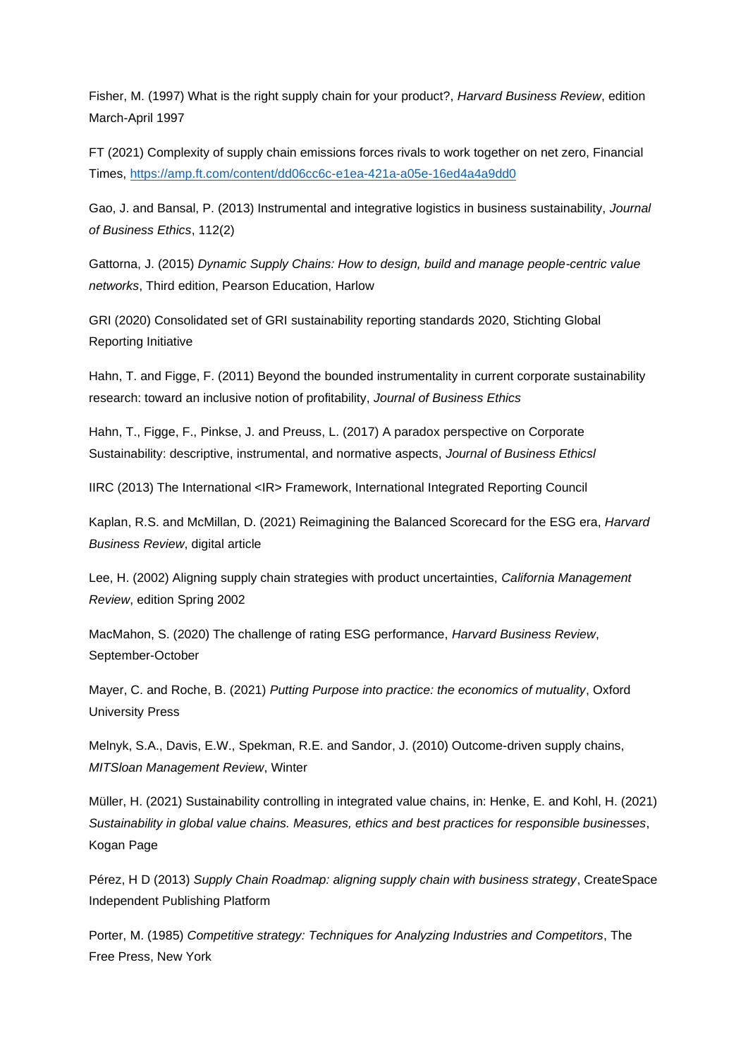Fisher, M. (1997) What is the right supply chain for your product?, *Harvard Business Review*, edition March-April 1997

FT (2021) Complexity of supply chain emissions forces rivals to work together on net zero, Financial Times, https://amp.ft.com/content/dd06cc6c-e1ea-421a-a05e-16ed4a4a9dd0

Gao, J. and Bansal, P. (2013) Instrumental and integrative logistics in business sustainability, *Journal of Business Ethics*, 112(2)

Gattorna, J. (2015) *Dynamic Supply Chains: How to design, build and manage people-centric value networks*, Third edition, Pearson Education, Harlow

GRI (2020) Consolidated set of GRI sustainability reporting standards 2020, Stichting Global Reporting Initiative

Hahn, T. and Figge, F. (2011) Beyond the bounded instrumentality in current corporate sustainability research: toward an inclusive notion of profitability, *Journal of Business Ethics*

Hahn, T., Figge, F., Pinkse, J. and Preuss, L. (2017) A paradox perspective on Corporate Sustainability: descriptive, instrumental, and normative aspects, *Journal of Business Ethicsl*

IIRC (2013) The International <IR> Framework, International Integrated Reporting Council

Kaplan, R.S. and McMillan, D. (2021) Reimagining the Balanced Scorecard for the ESG era, *Harvard Business Review*, digital article

Lee, H. (2002) Aligning supply chain strategies with product uncertainties, *California Management Review*, edition Spring 2002

MacMahon, S. (2020) The challenge of rating ESG performance, *Harvard Business Review*, September-October

Mayer, C. and Roche, B. (2021) *Putting Purpose into practice: the economics of mutuality*, Oxford University Press

Melnyk, S.A., Davis, E.W., Spekman, R.E. and Sandor, J. (2010) Outcome-driven supply chains, *MITSloan Management Review*, Winter

Müller, H. (2021) Sustainability controlling in integrated value chains, in: Henke, E. and Kohl, H. (2021) *Sustainability in global value chains. Measures, ethics and best practices for responsible businesses*, Kogan Page

Pérez, H D (2013) *Supply Chain Roadmap: aligning supply chain with business strategy*, CreateSpace Independent Publishing Platform

Porter, M. (1985) *Competitive strategy: Techniques for Analyzing Industries and Competitors*, The Free Press, New York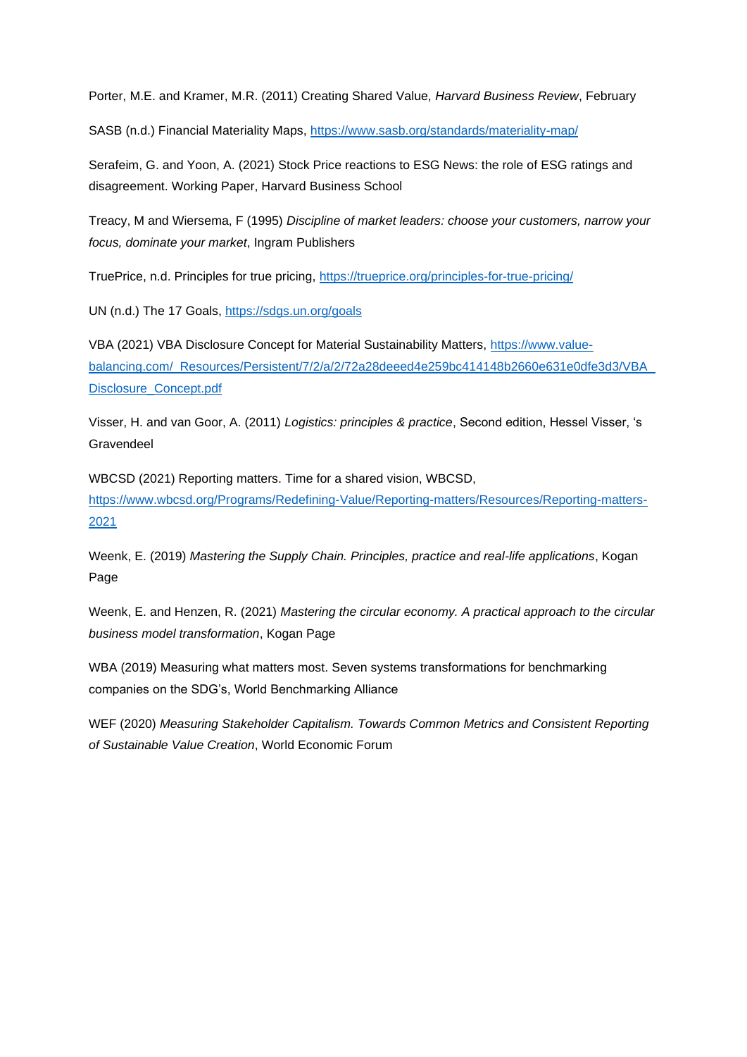Porter, M.E. and Kramer, M.R. (2011) Creating Shared Value, *Harvard Business Review*, February

SASB (n.d.) Financial Materiality Maps, https://www.sasb.org/standards/materiality-map/

Serafeim, G. and Yoon, A. (2021) Stock Price reactions to ESG News: the role of ESG ratings and disagreement. Working Paper, Harvard Business School

Treacy, M and Wiersema, F (1995) *Discipline of market leaders: choose your customers, narrow your focus, dominate your market*, Ingram Publishers

TruePrice, n.d. Principles for true pricing, https://trueprice.org/principles-for-true-pricing/

UN (n.d.) The 17 Goals, https://sdgs.un.org/goals

VBA (2021) VBA Disclosure Concept for Material Sustainability Matters, https://www.value-balancing.com/_Resources/Persistent/7/2/a/2/72a28deeed4e259bc414148b2660e631e0dfe3d3/VBA_Disclosure_Concept.pdf

Visser, H. and van Goor, A. (2011) *Logistics: principles & practice*, Second edition, Hessel Visser, 's Gravendeel

WBCSD (2021) Reporting matters. Time for a shared vision, WBCSD, https://www.wbcsd.org/Programs/Redefining-Value/Reporting-matters/Resources/Reporting-matters-2021

Weenk, E. (2019) *Mastering the Supply Chain. Principles, practice and real-life applications*, Kogan Page

Weenk, E. and Henzen, R. (2021) *Mastering the circular economy. A practical approach to the circular business model transformation*, Kogan Page

WBA (2019) Measuring what matters most. Seven systems transformations for benchmarking companies on the SDG's, World Benchmarking Alliance

WEF (2020) *Measuring Stakeholder Capitalism. Towards Common Metrics and Consistent Reporting of Sustainable Value Creation*, World Economic Forum